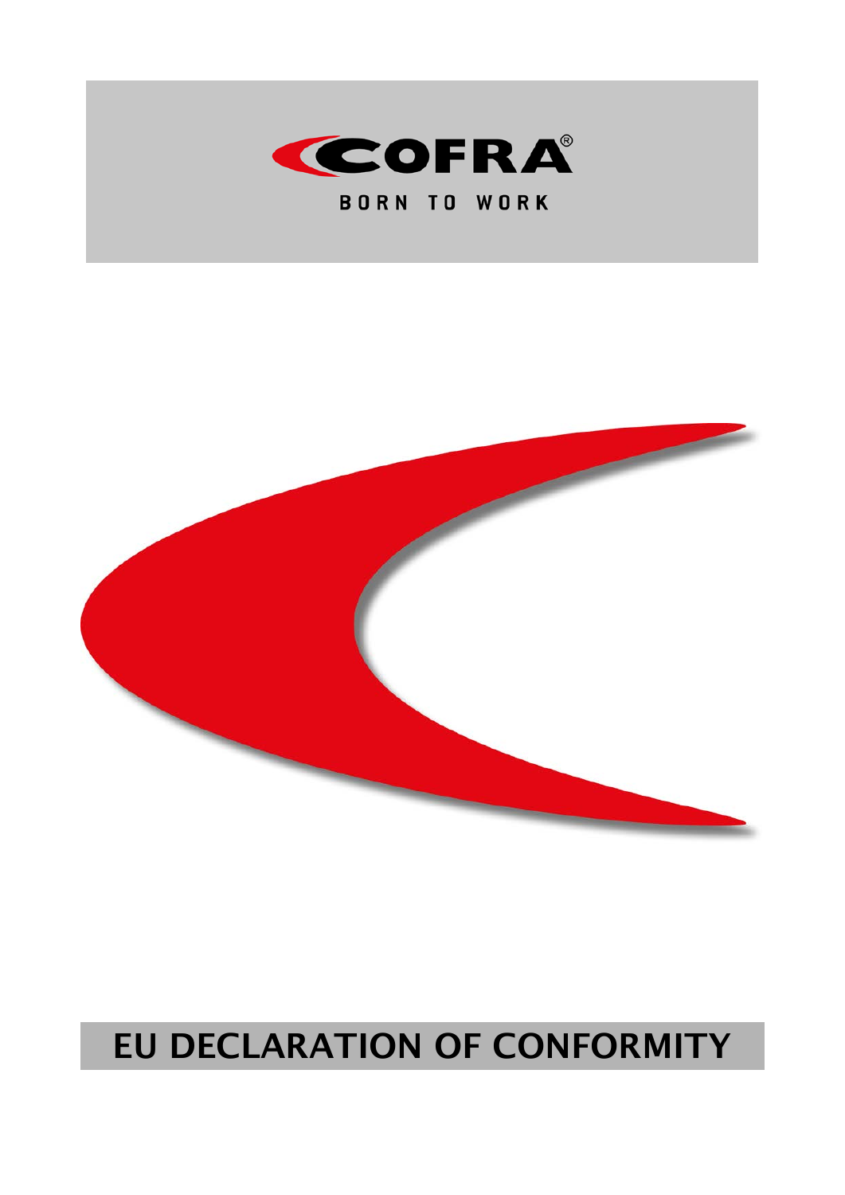COFRA®

BORN TO WORK

# EU DECLARATION OF CONFORMITY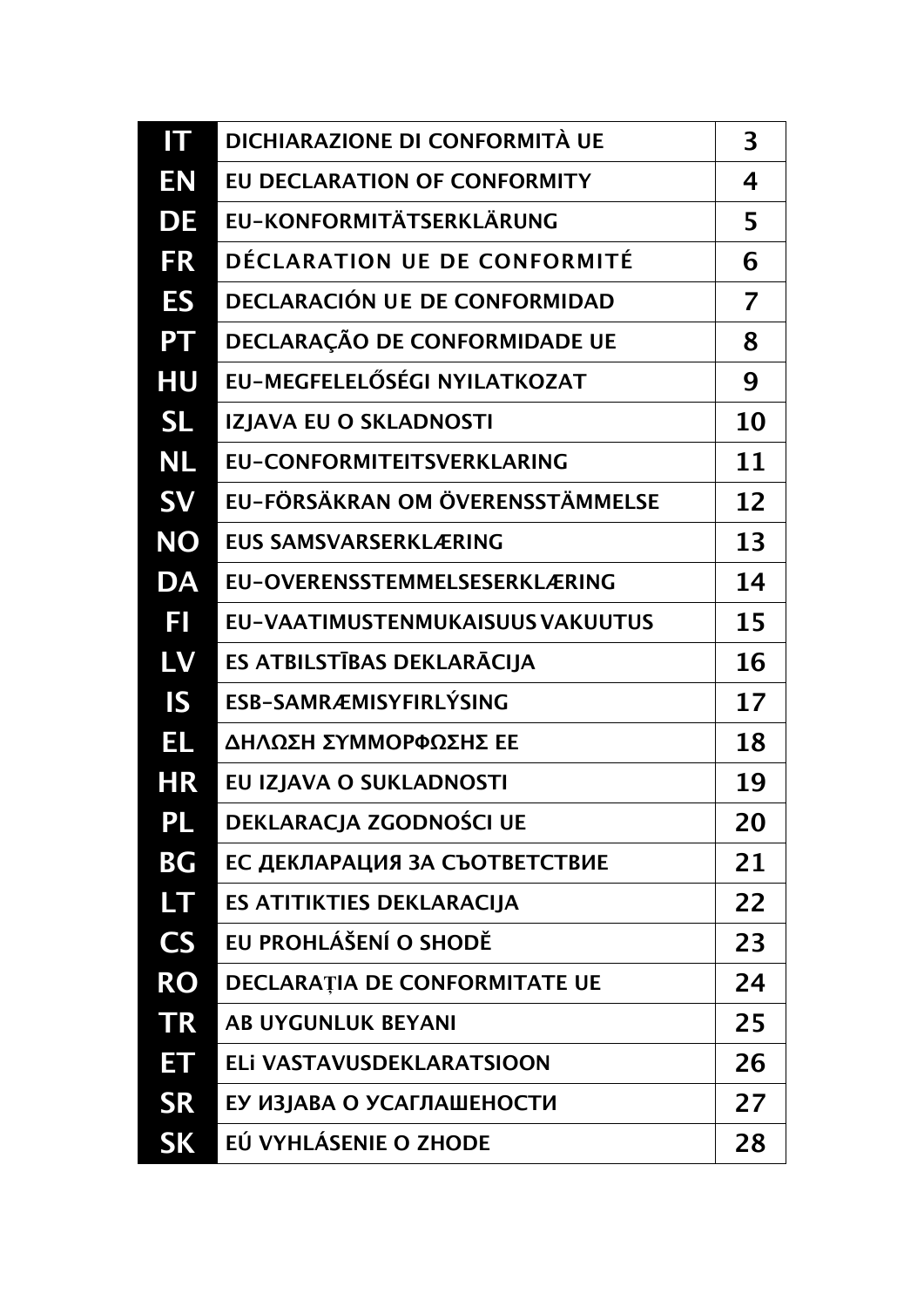| | | |
|---|---|---|
| IT | DICHIARAZIONE DI CONFORMITÀ UE | 3 |
| EN | EU DECLARATION OF CONFORMITY | 4 |
| DE | EU-KONFORMITÄTSERKLÄRUNG | 5 |
| FR | DÉCLARATION UE DE CONFORMITÉ | 6 |
| ES | DECLARACIÓN UE DE CONFORMIDAD | 7 |
| PT | DECLARAÇÃO DE CONFORMIDADE UE | 8 |
| HU | EU-MEGFELELŐSÉGI NYILATKOZAT | 9 |
| SL | IZJAVA EU O SKLADNOSTI | 10 |
| NL | EU-CONFORMITEITSVERKLARING | 11 |
| SV | EU-FÖRSÄKRAN OM ÖVERENSSTÄMMELSE | 12 |
| NO | EUS SAMSVARSERKLÆRING | 13 |
| DA | EU-OVERENSSTEMMELSESERKLÆRING | 14 |
| FI | EU-VAATIMUSTENMUKAISUUS VAKUUTUS | 15 |
| LV | ES ATBILSTĪBAS DEKLARĀCIJA | 16 |
| IS | ESB-SAMRÆMISYFIRLÝSING | 17 |
| EL | ΔΗΛΩΣΗ ΣΥΜΜΟΡΦΩΣΗΣ ΕΕ | 18 |
| HR | EU IZJAVA O SUKLADNOSTI | 19 |
| PL | DEKLARACJA ZGODNOŚCI UE | 20 |
| BG | ЕС ДЕКЛАРАЦИЯ ЗА СЪОТВЕТСТВИЕ | 21 |
| LT | ES ATITIKTIES DEKLARACIJA | 22 |
| CS | EU PROHLÁŠENÍ O SHODĚ | 23 |
| RO | DECLARAȚIA DE CONFORMITATE UE | 24 |
| TR | AB UYGUNLUK BEYANI | 25 |
| ET | ELi VASTAVUSDEKLARATSIOON | 26 |
| SR | ЕУ ИЗЈАВА О УСАГЛАШЕНОСТИ | 27 |
| SK | EÚ VYHLÁSENIE O ZHODE | 28 |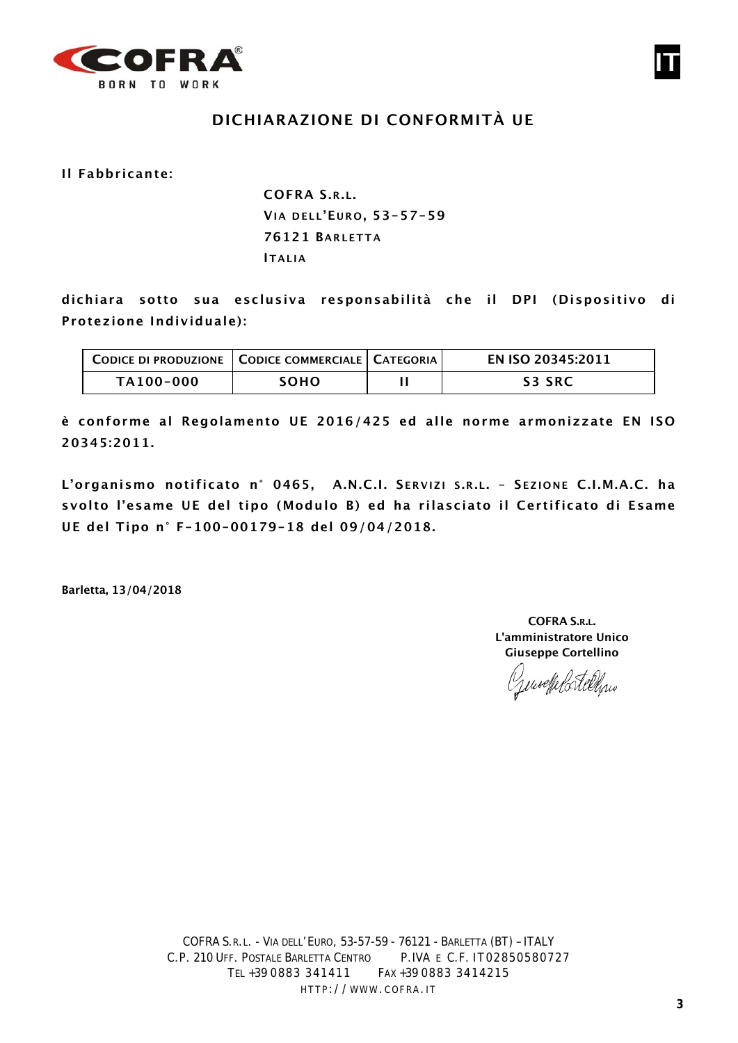# DICHIARAZIONE DI CONFORMITÀ UE

**Il Fabbricante:**

**COFRA S.R.L.**
**VIA DELL'EURO, 53-57-59**
**76121 BARLETTA**
**ITALIA**

**dichiara sotto sua esclusiva responsabilità che il DPI (Dispositivo di Protezione Individuale):**

| CODICE DI PRODUZIONE | CODICE COMMERCIALE | CATEGORIA | EN ISO 20345:2011 |
|---|---|---|---|
| TA100-000 | SOHO | II | S3 SRC |

**è conforme al Regolamento UE 2016/425 ed alle norme armonizzate EN ISO 20345:2011.**

**L'organismo notificato n° 0465, A.N.C.I. SERVIZI S.R.L. – SEZIONE C.I.M.A.C. ha svolto l'esame UE del tipo (Modulo B) ed ha rilasciato il Certificato di Esame UE del Tipo n° F-100-00179-18 del 09/04/2018.**

**Barletta, 13/04/2018**

**COFRA S.R.L.**
**L'amministratore Unico**
**Giuseppe Cortellino**

COFRA S.R.L. - VIA DELL'EURO, 53-57-59 - 76121 - BARLETTA (BT) – ITALY
C.P. 210 UFF. POSTALE BARLETTA CENTRO P.IVA E C.F. IT02850580727
TEL +39 0883 341411 FAX +39 0883 3414215
HTTP://WWW.COFRA.IT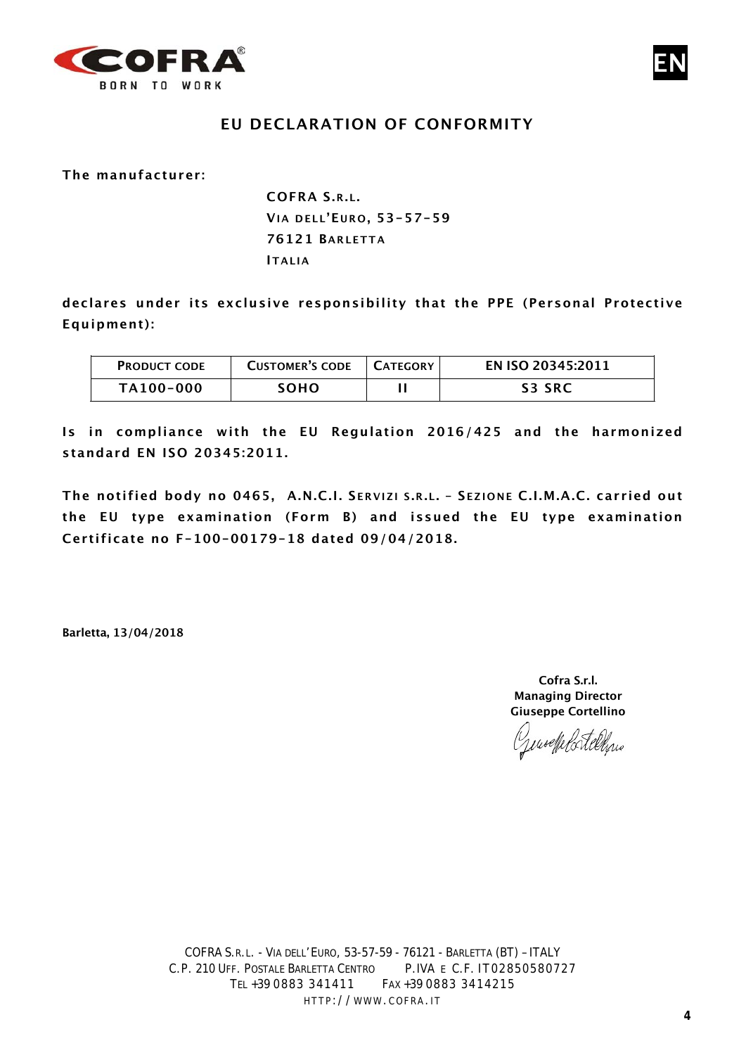# EU DECLARATION OF CONFORMITY

**The manufacturer:**

**COFRA S.R.L.**
**VIA DELL'EURO, 53-57-59**
**76121 BARLETTA**
**ITALIA**

**declares under its exclusive responsibility that the PPE (Personal Protective Equipment):**

| PRODUCT CODE | CUSTOMER'S CODE | CATEGORY | EN ISO 20345:2011 |
|---|---|---|---|
| TA100-000 | SOHO | II | S3 SRC |

**Is in compliance with the EU Regulation 2016/425 and the harmonized standard EN ISO 20345:2011.**

**The notified body no 0465, A.N.C.I. SERVIZI S.R.L. – SEZIONE C.I.M.A.C. carried out the EU type examination (Form B) and issued the EU type examination Certificate no F-100-00179-18 dated 09/04/2018.**

**Barletta, 13/04/2018**

**Cofra S.r.l.**
**Managing Director**
**Giuseppe Cortellino**

COFRA S.R.L. - VIA DELL'EURO, 53-57-59 - 76121 - BARLETTA (BT) – ITALY
C.P. 210 UFF. POSTALE BARLETTA CENTRO P.IVA E C.F. IT02850580727
TEL +39 0883 341411 FAX +39 0883 3414215
HTTP://WWW.COFRA.IT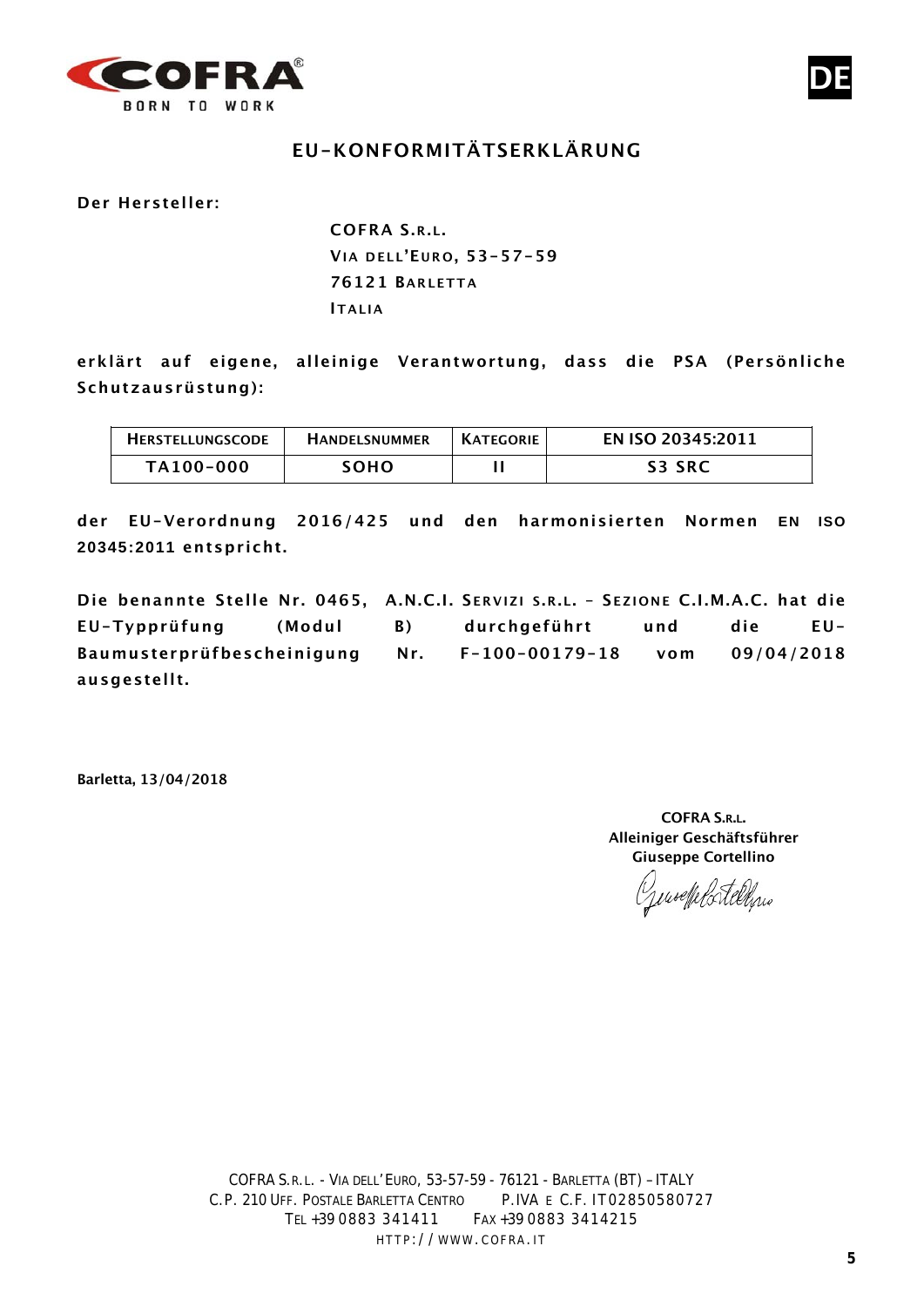DE

# EU-KONFORMITÄTSERKLÄRUNG

**Der Hersteller:**

**COFRA S.R.L.**
**VIA DELL'EURO, 53-57-59**
**76121 BARLETTA**
**ITALIA**

**erklärt auf eigene, alleinige Verantwortung, dass die PSA (Persönliche Schutzausrüstung):**

| HERSTELLUNGSCODE | HANDELSNUMMER | KATEGORIE | EN ISO 20345:2011 |
|---|---|---|---|
| TA100-000 | SOHO | II | S3 SRC |

**der EU-Verordnung 2016/425 und den harmonisierten Normen EN ISO 20345:2011 entspricht.**

**Die benannte Stelle Nr. 0465, A.N.C.I. SERVIZI S.R.L. – SEZIONE C.I.M.A.C. hat die EU-Typprüfung (Modul B) durchgeführt und die EU-Baumusterprüfbescheinigung Nr. F-100-00179-18 vom 09/04/2018 ausgestellt.**

**Barletta, 13/04/2018**

**COFRA S.R.L.**
**Alleiniger Geschäftsführer**
**Giuseppe Cortellino**

COFRA S.R.L. - VIA DELL'EURO, 53-57-59 - 76121 - BARLETTA (BT) – ITALY
C.P. 210 UFF. POSTALE BARLETTA CENTRO P.IVA E C.F. IT02850580727
TEL +39 0883 341411 FAX +39 0883 3414215
HTTP://WWW.COFRA.IT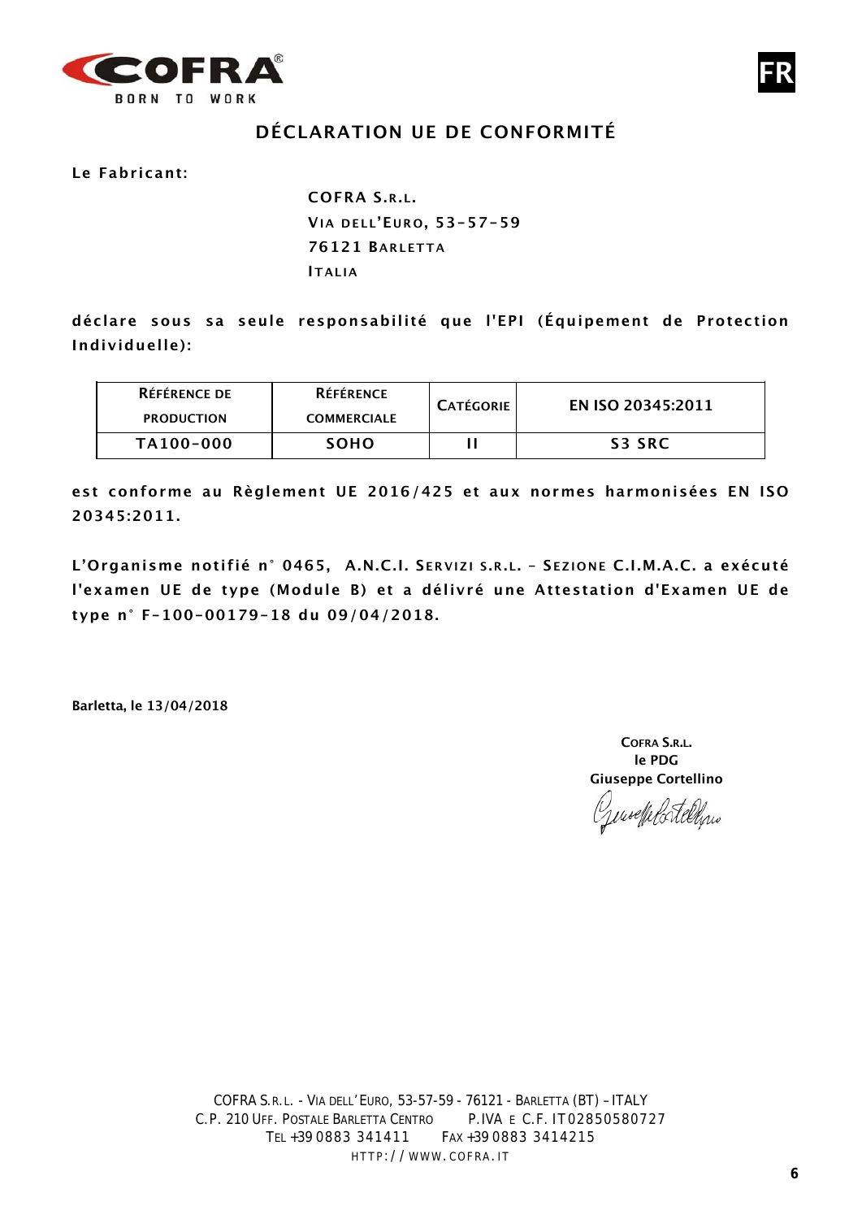FR

# DÉCLARATION UE DE CONFORMITÉ

**Le Fabricant:**

**COFRA S.R.L.**
**VIA DELL'EURO, 53-57-59**
**76121 BARLETTA**
**ITALIA**

**déclare sous sa seule responsabilité que l'EPI (Équipement de Protection Individuelle):**

| RÉFÉRENCE DE PRODUCTION | RÉFÉRENCE COMMERCIALE | CATÉGORIE | EN ISO 20345:2011 |
|---|---|---|---|
| TA100-000 | SOHO | II | S3 SRC |

**est conforme au Règlement UE 2016/425 et aux normes harmonisées EN ISO 20345:2011.**

**L'Organisme notifié n° 0465, A.N.C.I. SERVIZI S.R.L. - SEZIONE C.I.M.A.C. a exécuté l'examen UE de type (Module B) et a délivré une Attestation d'Examen UE de type n° F-100-00179-18 du 09/04/2018.**

**Barletta, le 13/04/2018**

**COFRA S.R.L.**
**le PDG**
**Giuseppe Cortellino**

COFRA S.R.L. - VIA DELL'EURO, 53-57-59 - 76121 - BARLETTA (BT) - ITALY
C.P. 210 UFF. POSTALE BARLETTA CENTRO P.IVA E C.F. IT02850580727
TEL +39 0883 341411 FAX +39 0883 3414215
HTTP://WWW.COFRA.IT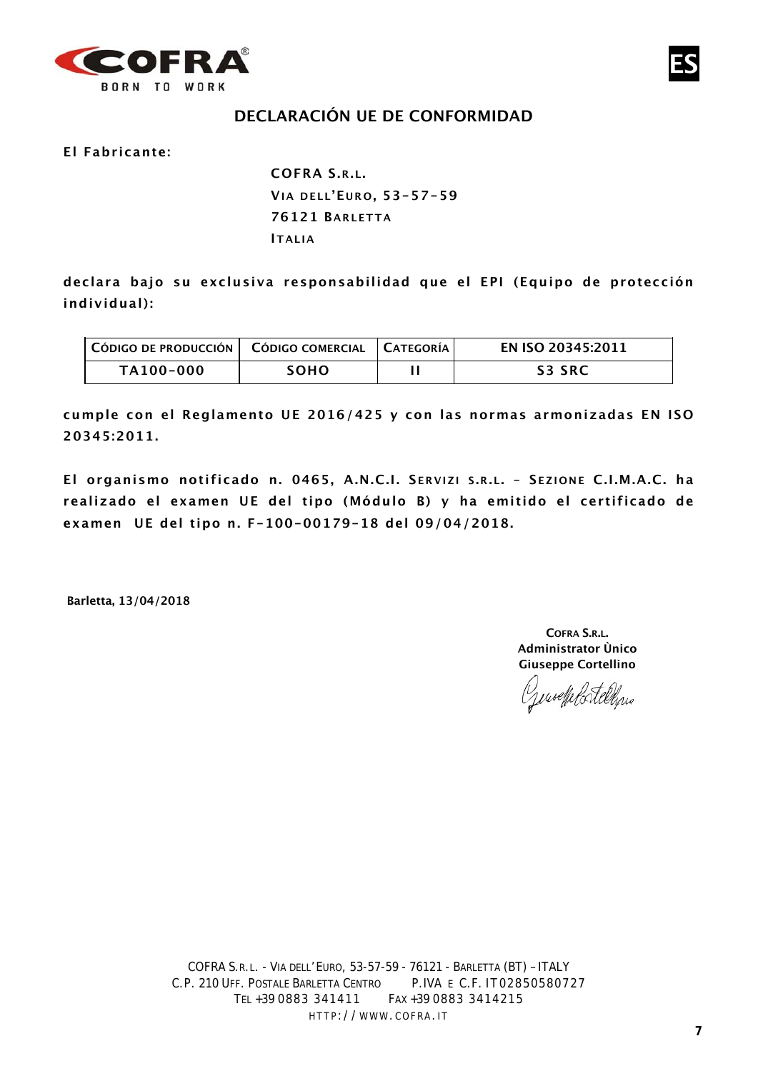# DECLARACIÓN UE DE CONFORMIDAD

**El Fabricante:**

**COFRA S.R.L.**
**VIA DELL'EURO, 53-57-59**
**76121 BARLETTA**
**ITALIA**

**declara bajo su exclusiva responsabilidad que el EPI (Equipo de protección individual):**

| CÓDIGO DE PRODUCCIÓN | CÓDIGO COMERCIAL | CATEGORÍA | EN ISO 20345:2011 |
|---|---|---|---|
| TA100-000 | SOHO | II | S3 SRC |

**cumple con el Reglamento UE 2016/425 y con las normas armonizadas EN ISO 20345:2011.**

**El organismo notificado n. 0465, A.N.C.I. SERVIZI S.R.L. - SEZIONE C.I.M.A.C. ha realizado el examen UE del tipo (Módulo B) y ha emitido el certificado de examen UE del tipo n. F-100-00179-18 del 09/04/2018.**

**Barletta, 13/04/2018**

**COFRA S.R.L.**
**Administrator Ùnico**
**Giuseppe Cortellino**

COFRA S.R.L. - VIA DELL'EURO, 53-57-59 - 76121 - BARLETTA (BT) – ITALY
C.P. 210 UFF. POSTALE BARLETTA CENTRO P.IVA E C.F. IT02850580727
TEL +39 0883 341411 FAX +39 0883 3414215
HTTP://WWW.COFRA.IT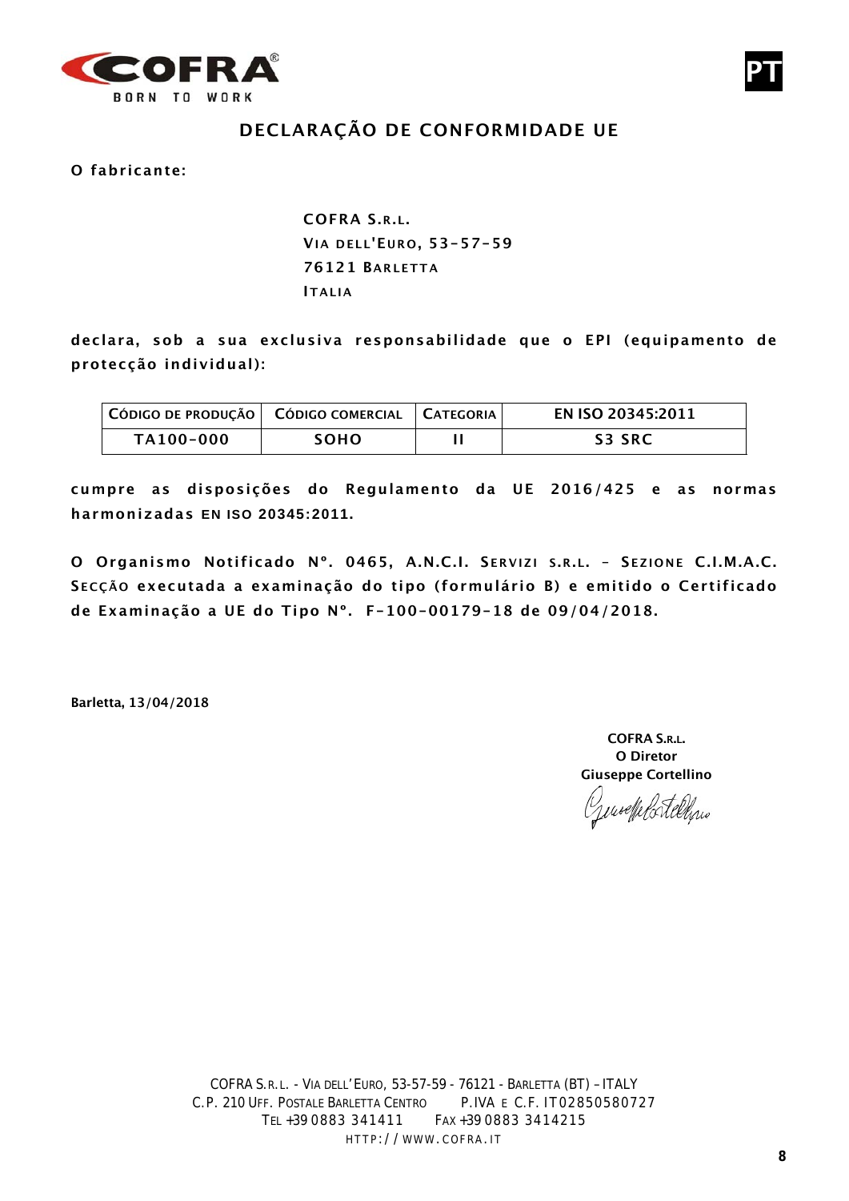PT

# DECLARAÇÃO DE CONFORMIDADE UE

**O fabricante:**

**COFRA S.R.L.**
**VIA DELL'EURO, 53-57-59**
**76121 BARLETTA**
**ITALIA**

**declara, sob a sua exclusiva responsabilidade que o EPI (equipamento de protecção individual):**

| CÓDIGO DE PRODUÇÃO | CÓDIGO COMERCIAL | CATEGORIA | EN ISO 20345:2011 |
|---|---|---|---|
| TA100-000 | SOHO | II | S3 SRC |

**cumpre as disposições do Regulamento da UE 2016/425 e as normas harmonizadas EN ISO 20345:2011.**

**O Organismo Notificado Nº. 0465, A.N.C.I. SERVIZI S.R.L. - SEZIONE C.I.M.A.C. SECÇÃO executada a examinação do tipo (formulário B) e emitido o Certificado de Examinação a UE do Tipo Nº. F-100-00179-18 de 09/04/2018.**

**Barletta, 13/04/2018**

**COFRA S.R.L.**
**O Diretor**
**Giuseppe Cortellino**

COFRA S.R.L. - VIA DELL'EURO, 53-57-59 - 76121 - BARLETTA (BT) – ITALY
C.P. 210 UFF. POSTALE BARLETTA CENTRO P.IVA E C.F. IT02850580727
TEL +39 0883 341411 FAX +39 0883 3414215
HTTP://WWW.COFRA.IT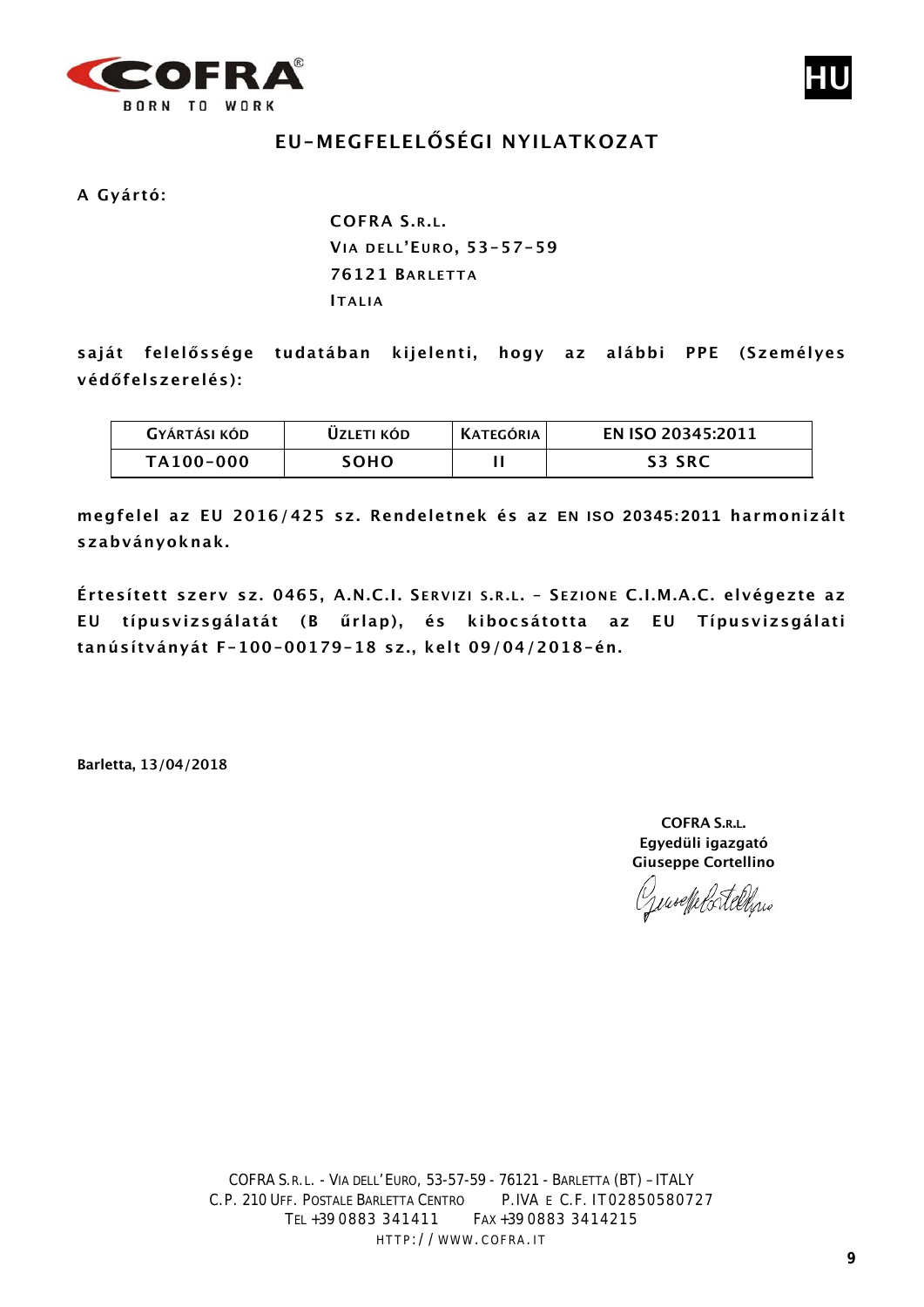# EU-MEGFELELŐSÉGI NYILATKOZAT

**A Gyártó:**

**COFRA S.R.L.**
**VIA DELL'EURO, 53-57-59**
**76121 BARLETTA**
**ITALIA**

**saját felelőssége tudatában kijelenti, hogy az alábbi PPE (Személyes védőfelszerelés):**

| GYÁRTÁSI KÓD | ÜZLETI KÓD | KATEGÓRIA | EN ISO 20345:2011 |
|---|---|---|---|
| TA100-000 | SOHO | II | S3 SRC |

**megfelel az EU 2016/425 sz. Rendeletnek és az EN ISO 20345:2011 harmonizált szabványoknak.**

**Értesített szerv sz. 0465, A.N.C.I. SERVIZI S.R.L. – SEZIONE C.I.M.A.C. elvégezte az EU típusvizsgálatát (B űrlap), és kibocsátotta az EU Típusvizsgálati tanúsítványát F-100-00179-18 sz., kelt 09/04/2018-én.**

**Barletta, 13/04/2018**

**COFRA S.R.L.**
**Egyedüli igazgató**
**Giuseppe Cortellino**

COFRA S.R.L. - VIA DELL'EURO, 53-57-59 - 76121 - BARLETTA (BT) – ITALY
C.P. 210 UFF. POSTALE BARLETTA CENTRO P.IVA E C.F. IT02850580727
TEL +39 0883 341411 FAX +39 0883 3414215
HTTP://WWW.COFRA.IT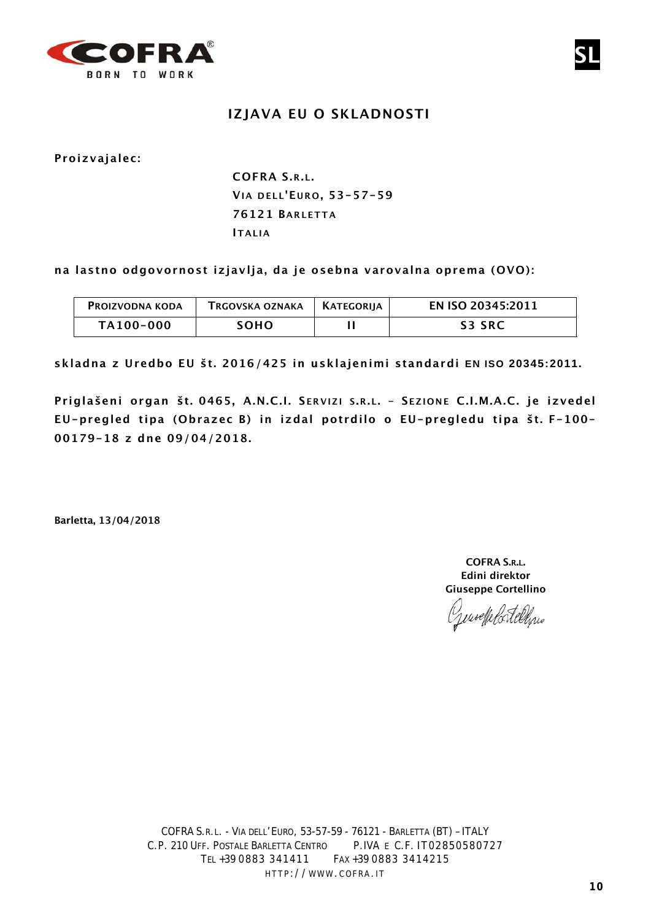# IZJAVA EU O SKLADNOSTI

**Proizvajalec:**

**COFRA S.R.L.**
**VIA DELL'EURO, 53-57-59**
**76121 BARLETTA**
**ITALIA**

**na lastno odgovornost izjavlja, da je osebna varovalna oprema (OVO):**

| PROIZVODNA KODA | TRGOVSKA OZNAKA | KATEGORIJA | EN ISO 20345:2011 |
|---|---|---|---|
| TA100-000 | SOHO | II | S3 SRC |

**skladna z Uredbo EU št. 2016/425 in usklajenimi standardi EN ISO 20345:2011.**

**Priglašeni organ št. 0465, A.N.C.I. SERVIZI S.R.L. - SEZIONE C.I.M.A.C. je izvedel EU-pregled tipa (Obrazec B) in izdal potrdilo o EU-pregledu tipa št. F-100-00179-18 z dne 09/04/2018.**

**Barletta, 13/04/2018**

**COFRA S.R.L.**
**Edini direktor**
**Giuseppe Cortellino**

COFRA S.R.L. - VIA DELL'EURO, 53-57-59 - 76121 - BARLETTA (BT) – ITALY
C.P. 210 UFF. POSTALE BARLETTA CENTRO P.IVA E C.F. IT02850580727
TEL +39 0883 341411 FAX +39 0883 3414215
HTTP://WWW.COFRA.IT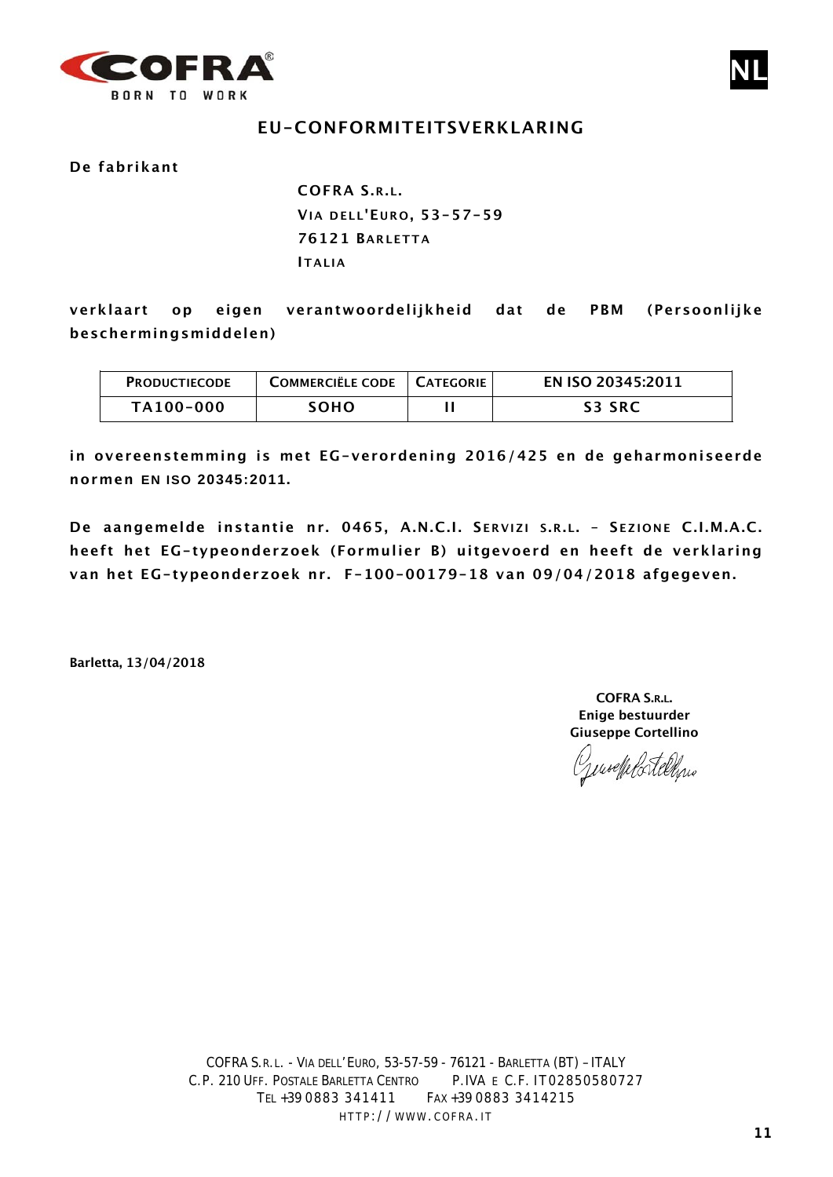NL

# EU-CONFORMITEITSVERKLARING

**De fabrikant**

**COFRA S.R.L.**
**VIA DELL'EURO, 53-57-59**
**76121 BARLETTA**
**ITALIA**

**verklaart op eigen verantwoordelijkheid dat de PBM (Persoonlijke beschermingsmiddelen)**

| PRODUCTIECODE | COMMERCIËLE CODE | CATEGORIE | EN ISO 20345:2011 |
| --- | --- | --- | --- |
| TA100-000 | SOHO | II | S3 SRC |

**in overeenstemming is met EG-verordening 2016/425 en de geharmoniseerde normen EN ISO 20345:2011.**

**De aangemelde instantie nr. 0465, A.N.C.I. SERVIZI S.R.L. – SEZIONE C.I.M.A.C. heeft het EG-typeonderzoek (Formulier B) uitgevoerd en heeft de verklaring van het EG-typeonderzoek nr. F-100-00179-18 van 09/04/2018 afgegeven.**

**Barletta, 13/04/2018**

**COFRA S.R.L.**
**Enige bestuurder**
**Giuseppe Cortellino**

COFRA S.R.L. - VIA DELL'EURO, 53-57-59 - 76121 - BARLETTA (BT) – ITALY
C.P. 210 UFF. POSTALE BARLETTA CENTRO P.IVA E C.F. IT02850580727
TEL +39 0883 341411 FAX +39 0883 3414215
HTTP://WWW.COFRA.IT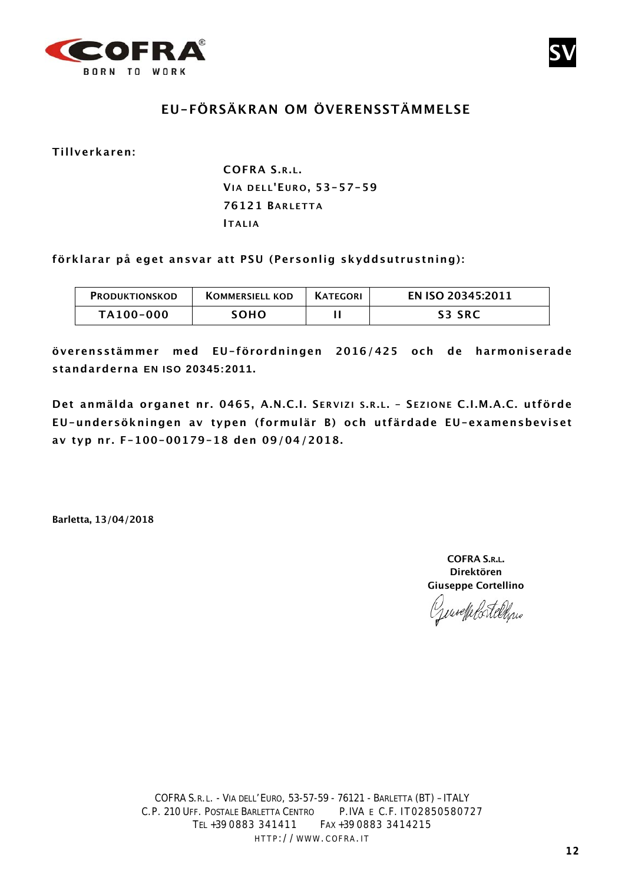COFRA®
BORN TO WORK

SV

# EU-FÖRSÄKRAN OM ÖVERENSSTÄMMELSE

**Tillverkaren:**

**COFRA S.R.L.**
**VIA DELL'EURO, 53-57-59**
**76121 BARLETTA**
**ITALIA**

**förklarar på eget ansvar att PSU (Personlig skyddsutrustning):**

| PRODUKTIONSKOD | KOMMERSIELL KOD | KATEGORI | EN ISO 20345:2011 |
|---|---|---|---|
| TA100-000 | SOHO | II | S3 SRC |

**överensstämmer med EU-förordningen 2016/425 och de harmoniserade standarderna EN ISO 20345:2011.**

**Det anmälda organet nr. 0465, A.N.C.I. SERVIZI S.R.L. – SEZIONE C.I.M.A.C. utförde EU-undersökningen av typen (formulär B) och utfärdade EU-examensbeviset av typ nr. F-100-00179-18 den 09/04/2018.**

**Barletta, 13/04/2018**

**COFRA S.R.L.**
**Direktören**
**Giuseppe Cortellino**

COFRA S.R.L. - VIA DELL'EURO, 53-57-59 - 76121 - BARLETTA (BT) – ITALY
C.P. 210 UFF. POSTALE BARLETTA CENTRO P.IVA E C.F. IT02850580727
TEL +39 0883 341411 FAX +39 0883 3414215
HTTP://WWW.COFRA.IT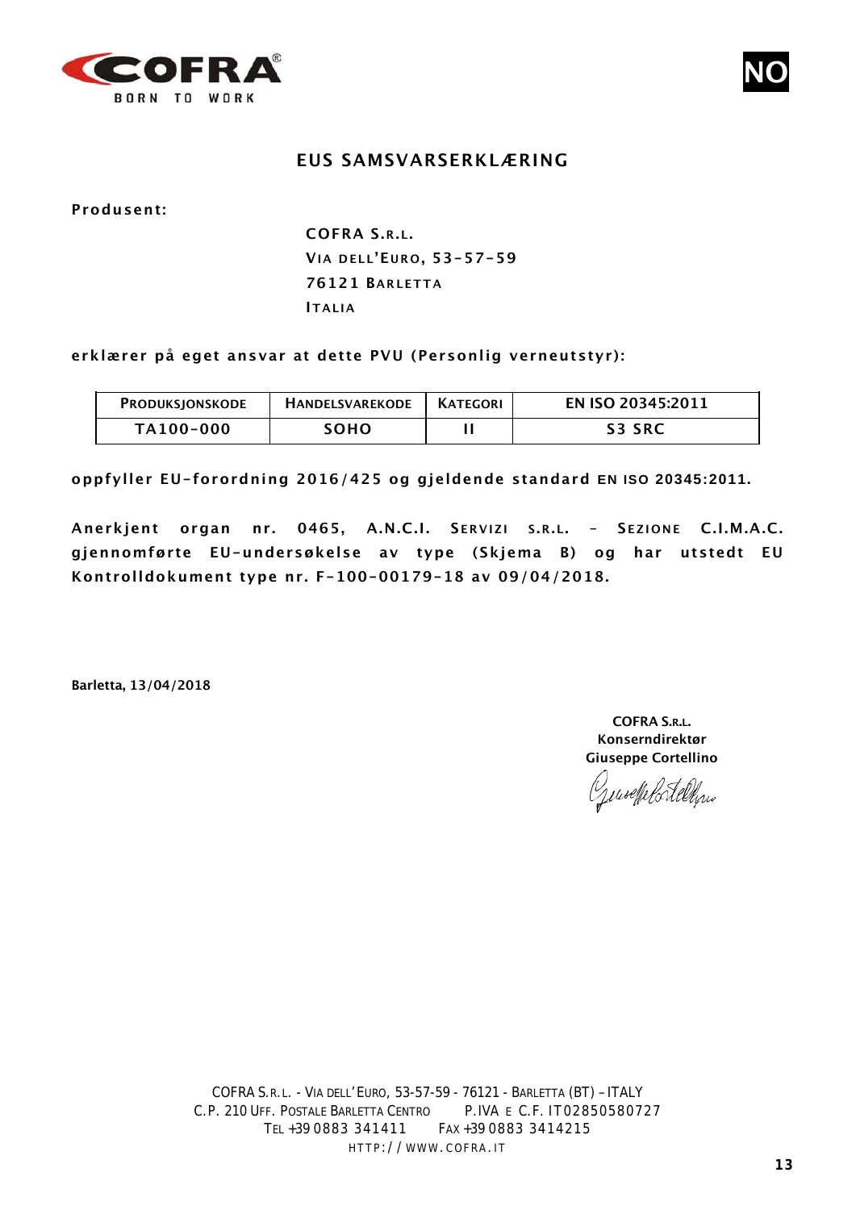COFRA® BORN TO WORK

NO

# EUS SAMSVARSERKLÆRING

**Produsent:**

**COFRA S.R.L.**
**VIA DELL'EURO, 53-57-59**
**76121 BARLETTA**
**ITALIA**

**erklærer på eget ansvar at dette PVU (Personlig verneutstyr):**

| PRODUKSJONSKODE | HANDELSVAREKODE | KATEGORI | EN ISO 20345:2011 |
|---|---|---|---|
| TA100-000 | SOHO | II | S3 SRC |

**oppfyller EU-forordning 2016/425 og gjeldende standard EN ISO 20345:2011.**

**Anerkjent organ nr. 0465, A.N.C.I. SERVIZI S.R.L. – SEZIONE C.I.M.A.C. gjennomførte EU-undersøkelse av type (Skjema B) og har utstedt EU Kontrolldokument type nr. F-100-00179-18 av 09/04/2018.**

**Barletta, 13/04/2018**

**COFRA S.R.L.**
**Konserndirektør**
**Giuseppe Cortellino**

COFRA S.R.L. - VIA DELL'EURO, 53-57-59 - 76121 - BARLETTA (BT) – ITALY
C.P. 210 UFF. POSTALE BARLETTA CENTRO P.IVA E C.F. IT02850580727
TEL +39 0883 341411 FAX +39 0883 3414215
HTTP://WWW.COFRA.IT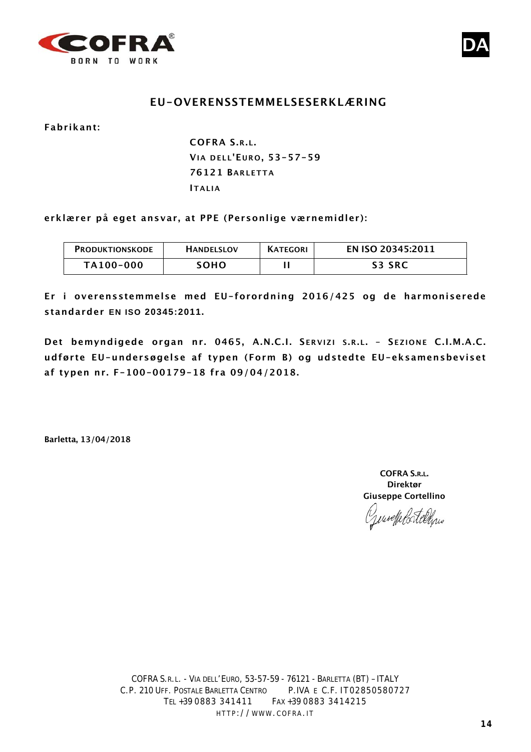DA

## EU-OVERENSSTEMMELSESERKLÆRING

**Fabrikant:**

**COFRA S.R.L.**
**VIA DELL'EURO, 53-57-59**
**76121 BARLETTA**
**ITALIA**

**erklærer på eget ansvar, at PPE (Personlige værnemidler):**

| PRODUKTIONSKODE | HANDELSLOV | KATEGORI | EN ISO 20345:2011 |
|---|---|---|---|
| TA100-000 | SOHO | II | S3 SRC |

**Er i overensstemmelse med EU-forordning 2016/425 og de harmoniserede standarder EN ISO 20345:2011.**

**Det bemyndigede organ nr. 0465, A.N.C.I. SERVIZI S.R.L. - SEZIONE C.I.M.A.C. udførte EU-undersøgelse af typen (Form B) og udstedte EU-eksamensbeviset af typen nr. F-100-00179-18 fra 09/04/2018.**

**Barletta, 13/04/2018**

**COFRA S.R.L.**
**Direktør**
**Giuseppe Cortellino**

COFRA S.R.L. - VIA DELL'EURO, 53-57-59 - 76121 - BARLETTA (BT) – ITALY
C.P. 210 UFF. POSTALE BARLETTA CENTRO P.IVA E C.F. IT02850580727
TEL +39 0883 341411 FAX +39 0883 3414215
HTTP://WWW.COFRA.IT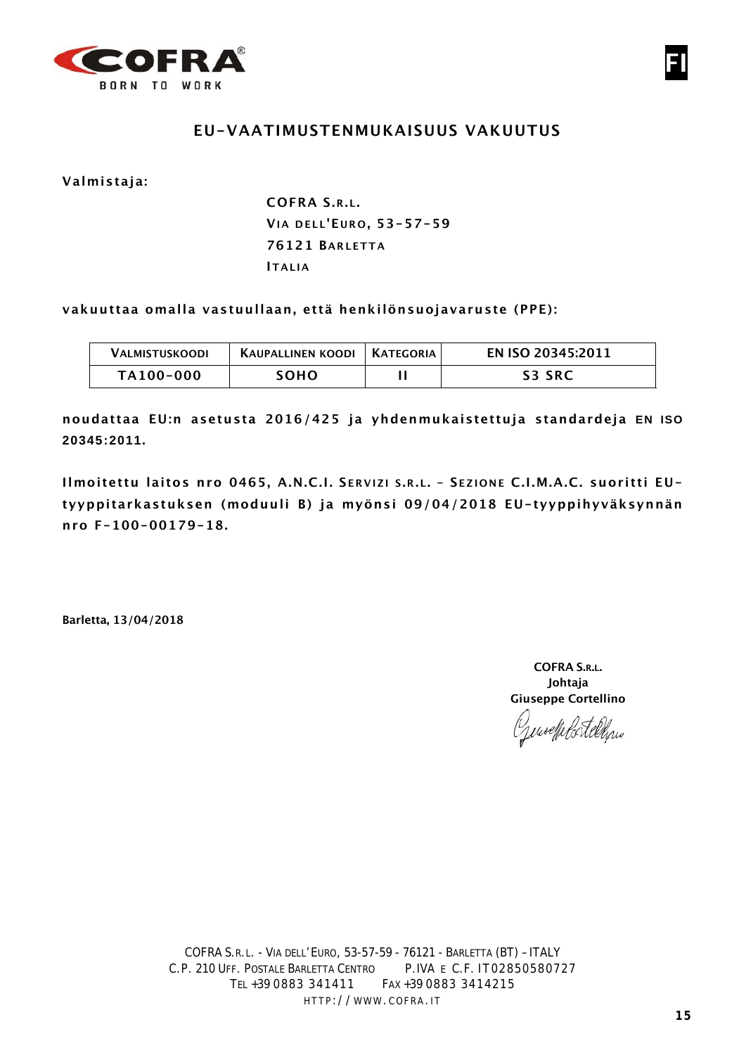# EU-VAATIMUSTENMUKAISUUS VAKUUTUS

**Valmistaja:**

**COFRA S.R.L.**
**VIA DELL'EURO, 53-57-59**
**76121 BARLETTA**
**ITALIA**

**vakuuttaa omalla vastuullaan, että henkilönsuojavaruste (PPE):**

| VALMISTUSKOODI | KAUPALLINEN KOODI | KATEGORIA | EN ISO 20345:2011 |
|---|---|---|---|
| TA100-000 | SOHO | II | S3 SRC |

**noudattaa EU:n asetusta 2016/425 ja yhdenmukaistettuja standardeja EN ISO 20345:2011.**

**Ilmoitettu laitos nro 0465, A.N.C.I. SERVIZI S.R.L. – SEZIONE C.I.M.A.C. suoritti EU-tyyppitarkastuksen (moduuli B) ja myönsi 09/04/2018 EU-tyyppihyväksynnän nro F-100-00179-18.**

**Barletta, 13/04/2018**

**COFRA S.R.L.**
**Johtaja**
**Giuseppe Cortellino**

COFRA S.R.L. - VIA DELL'EURO, 53-57-59 - 76121 - BARLETTA (BT) – ITALY
C.P. 210 UFF. POSTALE BARLETTA CENTRO P.IVA E C.F. IT02850580727
TEL +39 0883 341411 FAX +39 0883 3414215
HTTP://WWW.COFRA.IT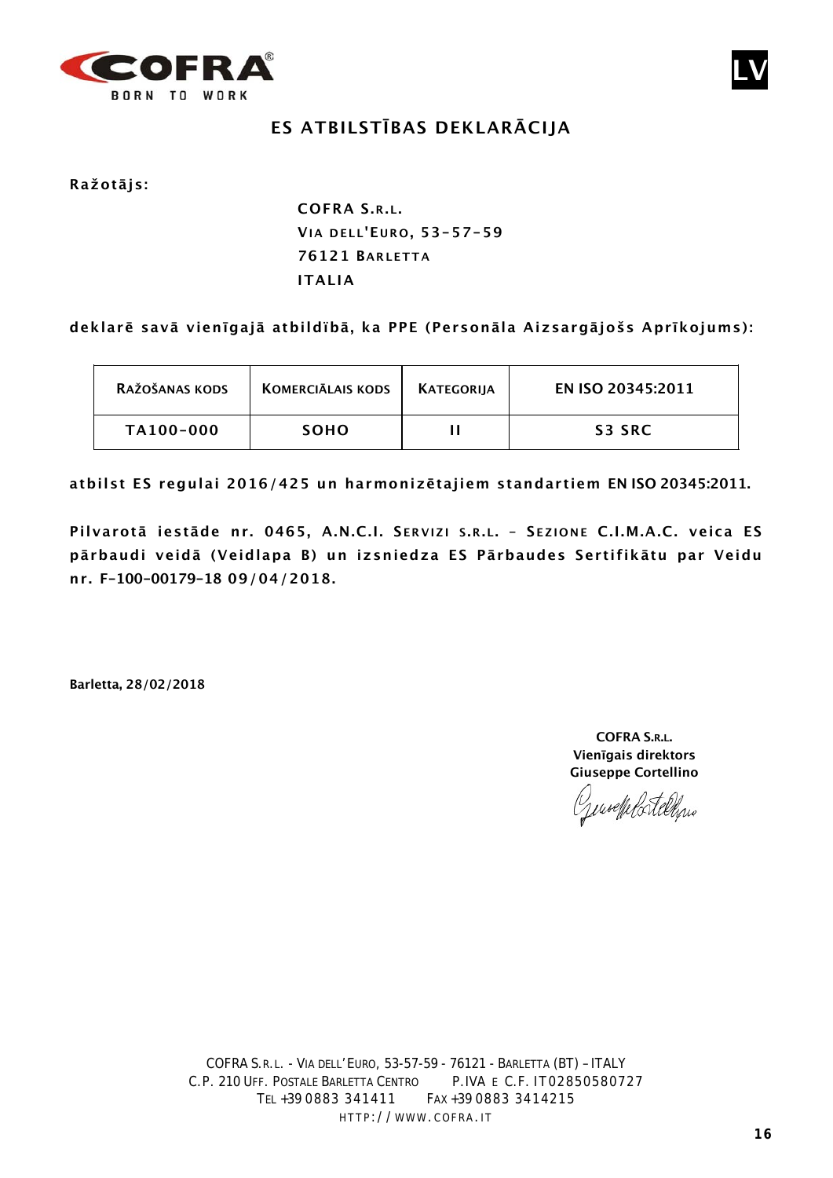# ES ATBILSTĪBAS DEKLARĀCIJA

**Ražotājs:**

**COFRA S.R.L.**
**VIA DELL'EURO, 53-57-59**
**76121 BARLETTA**
**ITALIA**

**deklarē savā vienīgajā atbildībā, ka PPE (Personāla Aizsargājošs Aprīkojums):**

| RAŽOŠANAS KODS | KOMERCIĀLAIS KODS | KATEGORIJA | EN ISO 20345:2011 |
|---|---|---|---|
| TA100-000 | SOHO | II | S3 SRC |

**atbilst ES regulai 2016/425 un harmonizētajiem standartiem EN ISO 20345:2011.**

**Pilvarotā iestāde nr. 0465, A.N.C.I. SERVIZI S.R.L. – SEZIONE C.I.M.A.C. veica ES pārbaudi veidā (Veidlapa B) un izsniedza ES Pārbaudes Sertifikātu par Veidu nr. F-100-00179-18 09/04/2018.**

**Barletta, 28/02/2018**

**COFRA S.R.L.**
**Vienīgais direktors**
**Giuseppe Cortellino**

COFRA S.R.L. - VIA DELL'EURO, 53-57-59 - 76121 - BARLETTA (BT) – ITALY
C.P. 210 UFF. POSTALE BARLETTA CENTRO P.IVA E C.F. IT02850580727
TEL +39 0883 341411 FAX +39 0883 3414215
HTTP://WWW.COFRA.IT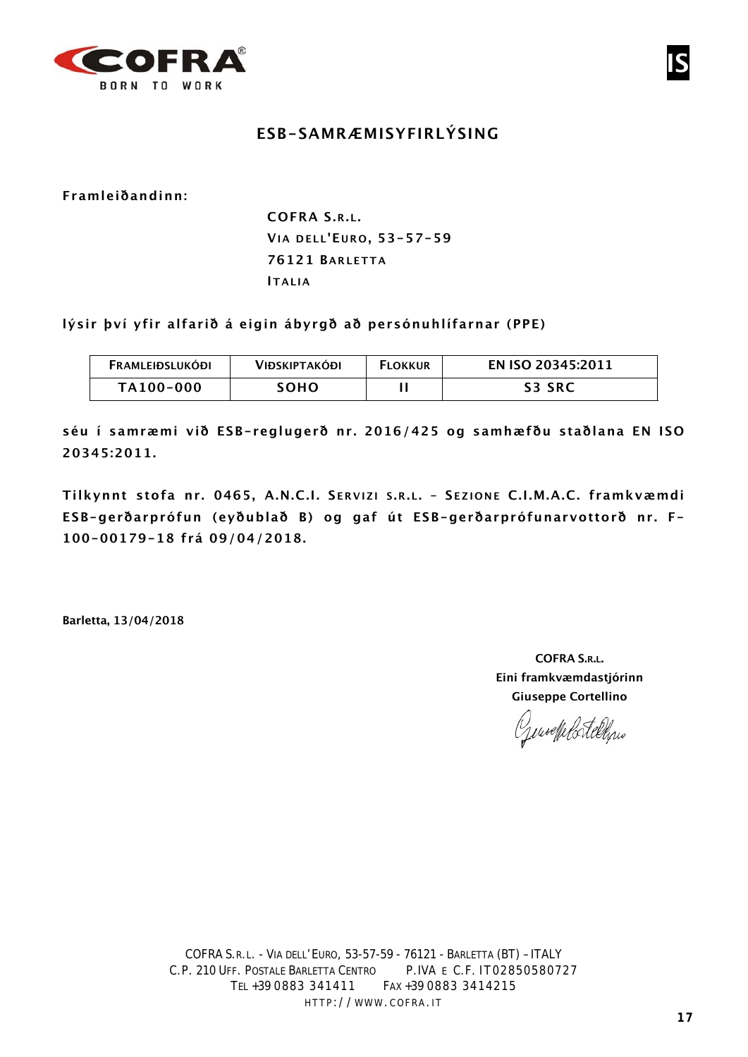# ESB-SAMRÆMISYFIRLÝSING

**Framleiðandinn:**

**COFRA S.R.L.**
**VIA DELL'EURO, 53-57-59**
**76121 BARLETTA**
**ITALIA**

**lýsir því yfir alfarið á eigin ábyrgð að persónuhlífarnar (PPE)**

| FRAMLEIÐSLUKÓÐI | VIÐSKIPTAKÓÐI | FLOKKUR | EN ISO 20345:2011 |
|---|---|---|---|
| TA100-000 | SOHO | II | S3 SRC |

**séu í samræmi við ESB-reglugerð nr. 2016/425 og samhæfðu staðlana EN ISO 20345:2011.**

**Tilkynnt stofa nr. 0465, A.N.C.I. SERVIZI S.R.L. - SEZIONE C.I.M.A.C. framkvæmdi ESB-gerðarprófun (eyðublað B) og gaf út ESB-gerðarprófunarvottorð nr. F-100-00179-18 frá 09/04/2018.**

**Barletta, 13/04/2018**

**COFRA S.R.L.**
**Eini framkvæmdastjórinn**
**Giuseppe Cortellino**

COFRA S.R.L. - VIA DELL'EURO, 53-57-59 - 76121 - BARLETTA (BT) – ITALY
C.P. 210 UFF. POSTALE BARLETTA CENTRO P.IVA E C.F. IT02850580727
TEL +39 0883 341411 FAX +39 0883 3414215
HTTP://WWW.COFRA.IT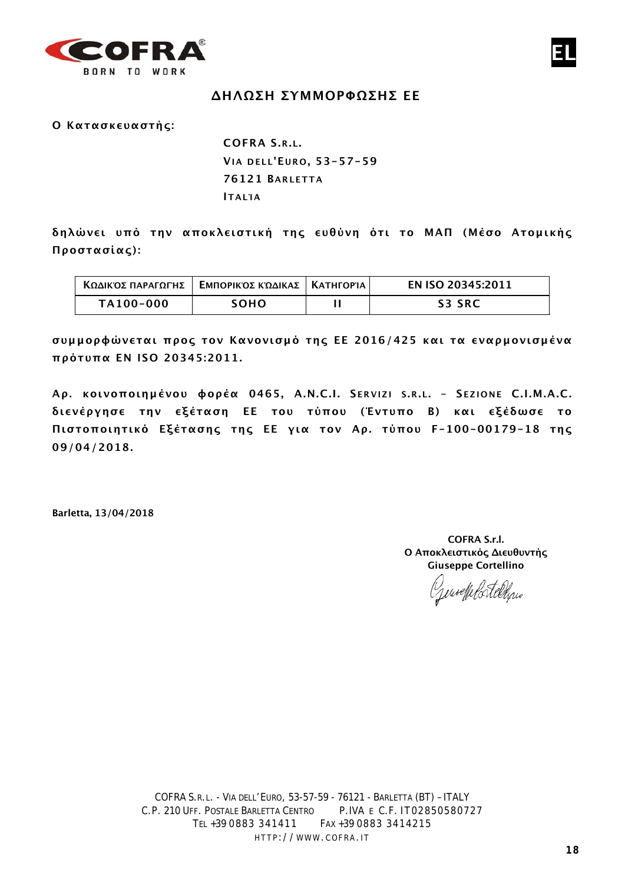COFRA®
BORN TO WORK

EL

# ΔΗΛΩΣΗ ΣΥΜΜΟΡΦΩΣΗΣ ΕΕ

**Ο Κατασκευαστής:**

**COFRA S.R.L.**
**VIA DELL'EURO, 53-57-59**
**76121 BARLETTA**
**ITALΊA**

**δηλώνει υπό την αποκλειστική της ευθύνη ότι το ΜΑΠ (Μέσο Ατομικής Προστασίας):**

| ΚΩΔΙΚΌΣ ΠΑΡΑΓΩΓΉΣ | ΕΜΠΟΡΙΚΌΣ ΚΏΔΙΚΑΣ | ΚΑΤΗΓΟΡΊΑ | EN ISO 20345:2011 |
|---|---|---|---|
| TA100-000 | SOHO | II | S3 SRC |

**συμμορφώνεται προς τον Κανονισμό της ΕΕ 2016/425 και τα εναρμονισμένα πρότυπα EN ISO 20345:2011.**

**Αρ. κοινοποιημένου φορέα 0465, A.N.C.I. SERVIZI S.R.L. – SEZIONE C.I.M.A.C. διενέργησε την εξέταση ΕΕ του τύπου (Έντυπο Β) και εξέδωσε το Πιστοποιητικό Εξέτασης της ΕΕ για τον Αρ. τύπου F-100-00179-18 της 09/04/2018.**

**Barletta, 13/04/2018**

**COFRA S.r.l.**
**Ο Αποκλειστικός Διευθυντής**
**Giuseppe Cortellino**

COFRA S.R.L. - VIA DELL'EURO, 53-57-59 - 76121 - BARLETTA (BT) – ITALY
C.P. 210 UFF. POSTALE BARLETTA CENTRO P.IVA E C.F. IT02850580727
TEL +39 0883 341411 FAX +39 0883 3414215
HTTP://WWW.COFRA.IT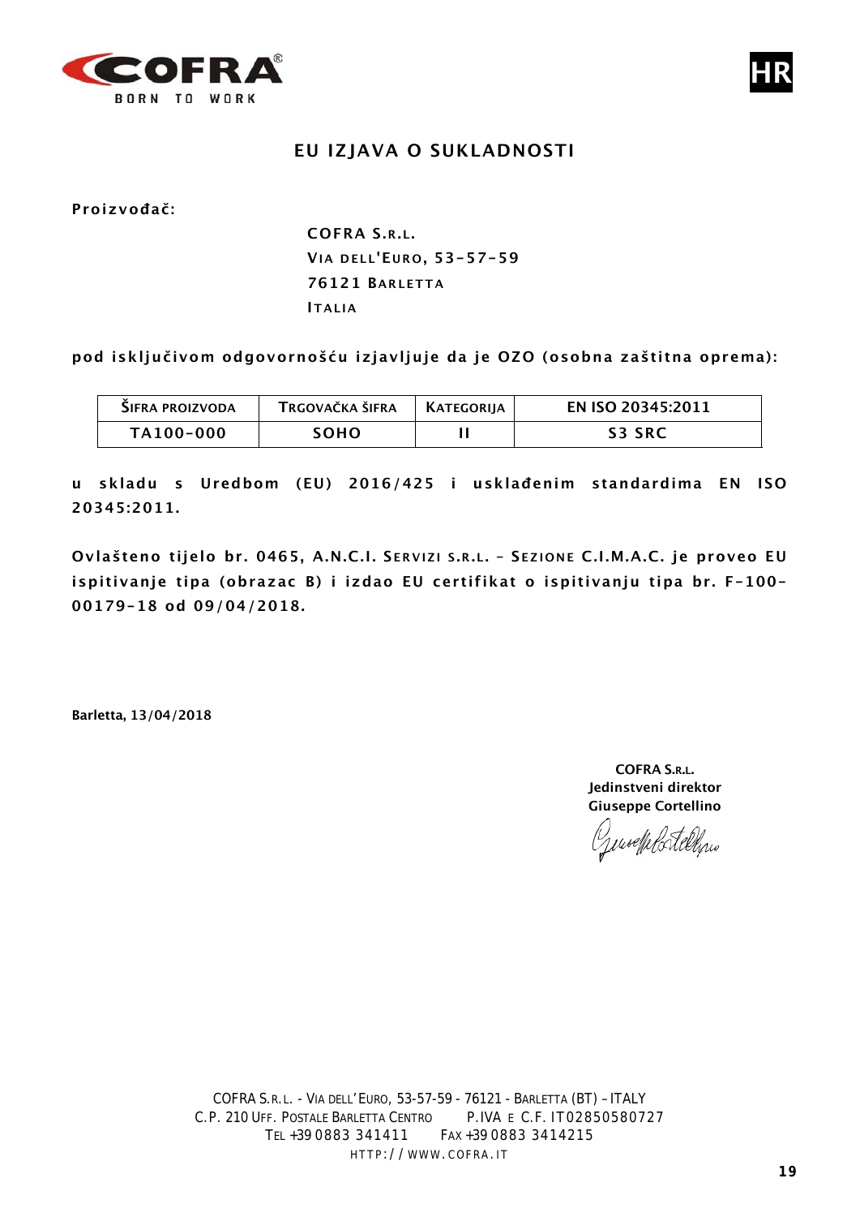# EU IZJAVA O SUKLADNOSTI

**Proizvođač:**

**COFRA S.R.L.**
**VIA DELL'EURO, 53-57-59**
**76121 BARLETTA**
**ITALIA**

**pod isključivom odgovornošću izjavljuje da je OZO (osobna zaštitna oprema):**

| ŠIFRA PROIZVODA | TRGOVAČKA ŠIFRA | KATEGORIJA | EN ISO 20345:2011 |
|---|---|---|---|
| TA100-000 | SOHO | II | S3 SRC |

**u skladu s Uredbom (EU) 2016/425 i usklađenim standardima EN ISO 20345:2011.**

**Ovlašteno tijelo br. 0465, A.N.C.I. SERVIZI S.R.L. – SEZIONE C.I.M.A.C. je proveo EU ispitivanje tipa (obrazac B) i izdao EU certifikat o ispitivanju tipa br. F-100-00179-18 od 09/04/2018.**

**Barletta, 13/04/2018**

**COFRA S.R.L.**
**Jedinstveni direktor**
**Giuseppe Cortellino**

COFRA S.R.L. - VIA DELL'EURO, 53-57-59 - 76121 - BARLETTA (BT) – ITALY
C.P. 210 UFF. POSTALE BARLETTA CENTRO P.IVA E C.F. IT02850580727
TEL +39 0883 341411 FAX +39 0883 3414215
HTTP://WWW.COFRA.IT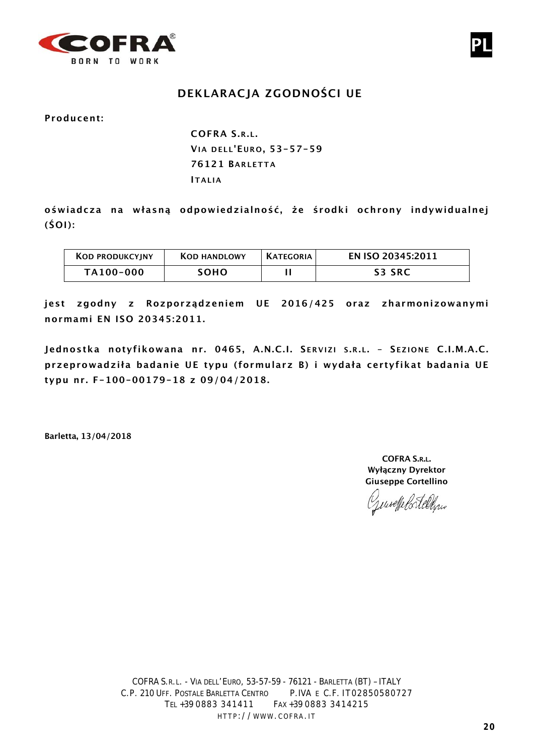PL

# DEKLARACJA ZGODNOŚCI UE

**Producent:**

**COFRA S.R.L.**
**VIA DELL'EURO, 53-57-59**
**76121 BARLETTA**
**ITALIA**

**oświadcza na własną odpowiedzialność, że środki ochrony indywidualnej (ŚOI):**

| KOD PRODUKCYJNY | KOD HANDLOWY | KATEGORIA | EN ISO 20345:2011 |
|---|---|---|---|
| TA100-000 | SOHO | II | S3 SRC |

**jest zgodny z Rozporządzeniem UE 2016/425 oraz zharmonizowanymi normami EN ISO 20345:2011.**

**Jednostka notyfikowana nr. 0465, A.N.C.I. SERVIZI S.R.L. - SEZIONE C.I.M.A.C. przeprowadziła badanie UE typu (formularz B) i wydała certyfikat badania UE typu nr. F-100-00179-18 z 09/04/2018.**

**Barletta, 13/04/2018**

**COFRA S.R.L.**
**Wyłączny Dyrektor**
**Giuseppe Cortellino**

COFRA S.R.L. - VIA DELL'EURO, 53-57-59 - 76121 - BARLETTA (BT) – ITALY
C.P. 210 UFF. POSTALE BARLETTA CENTRO P.IVA E C.F. IT02850580727
TEL +39 0883 341411 FAX +39 0883 3414215
HTTP://WWW.COFRA.IT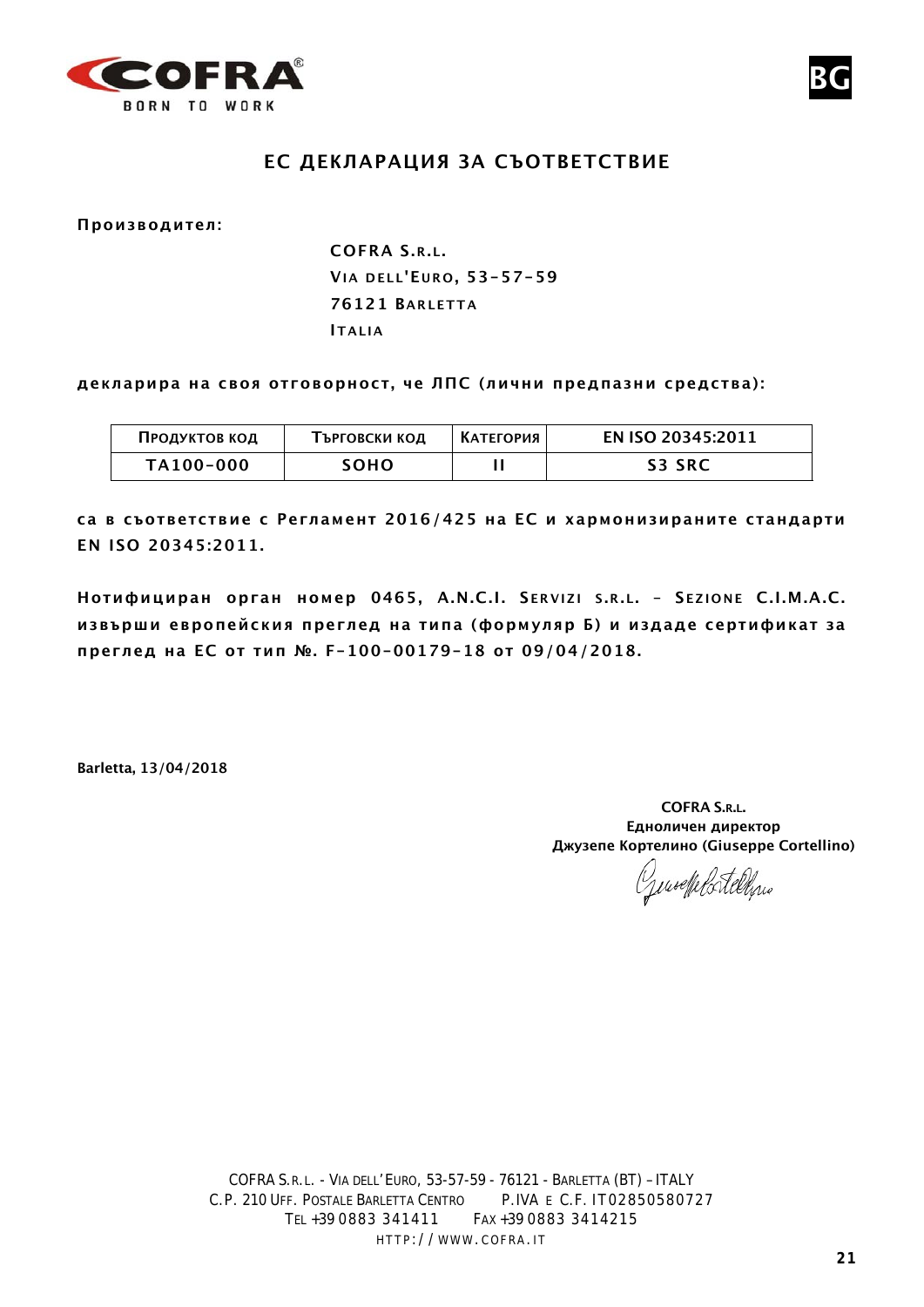# ЕС ДЕКЛАРАЦИЯ ЗА СЪОТВЕТСТВИЕ

**Производител:**

**COFRA S.R.L.**
**VIA DELL'EURO, 53-57-59**
**76121 BARLETTA**
**ITALIA**

**декларира на своя отговорност, че ЛПС (лични предпазни средства):**

| Продуктов код | Търговски код | Категория | EN ISO 20345:2011 |
|---|---|---|---|
| TA100-000 | SOHO | II | S3 SRC |

**са в съответствие с Регламент 2016/425 на ЕС и хармонизираните стандарти EN ISO 20345:2011.**

**Нотифициран орган номер 0465, A.N.C.I. SERVIZI S.R.L. – SEZIONE C.I.M.A.C. извърши европейския преглед на типа (формуляр Б) и издаде сертификат за преглед на ЕС от тип №. F-100-00179-18 от 09/04/2018.**

**Barletta, 13/04/2018**

**COFRA S.R.L.**
**Едноличен директор**
**Джузепе Кортелино (Giuseppe Cortellino)**

COFRA S.R.L. - VIA DELL'EURO, 53-57-59 - 76121 - BARLETTA (BT) – ITALY
C.P. 210 UFF. POSTALE BARLETTA CENTRO P.IVA E C.F. IT02850580727
TEL +39 0883 341411 FAX +39 0883 3414215
HTTP://WWW.COFRA.IT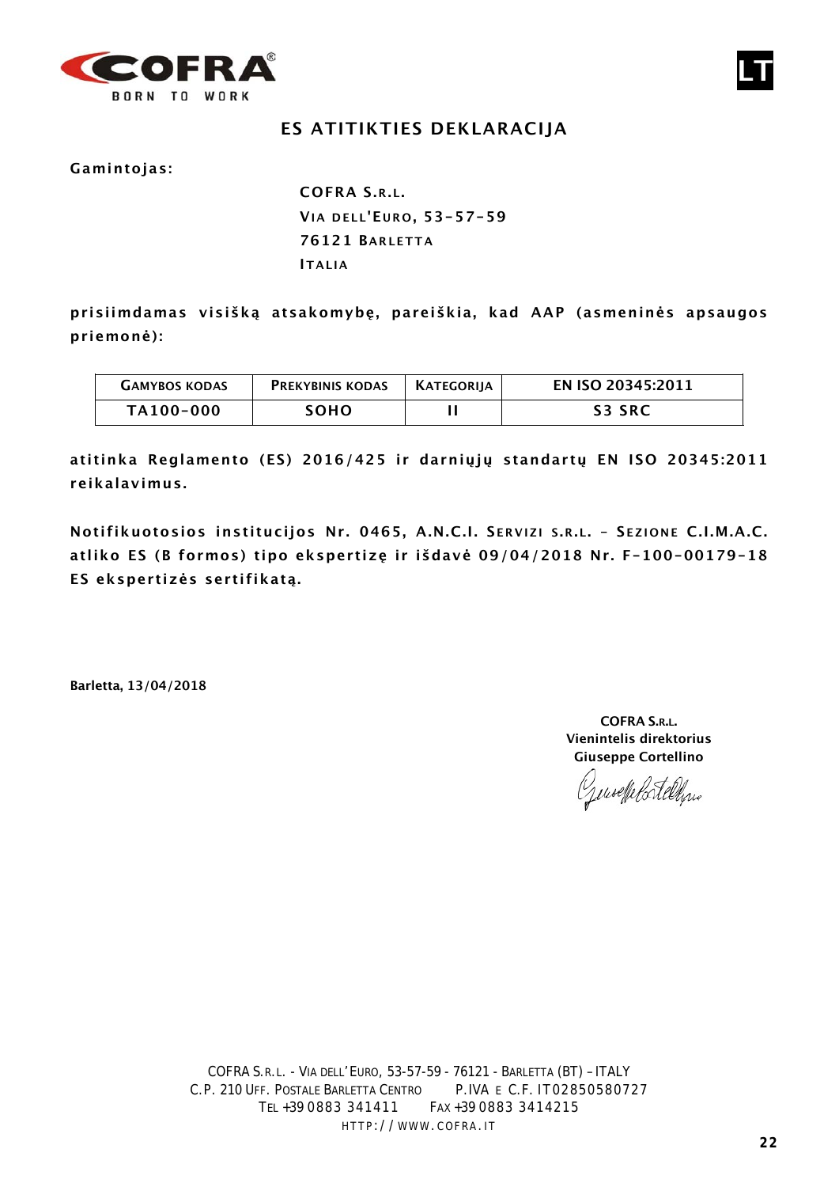COFRA®
BORN TO WORK

LT

# ES ATITIKTIES DEKLARACIJA

**Gamintojas:**

**COFRA S.R.L.**
**VIA DELL'EURO, 53-57-59**
**76121 BARLETTA**
**ITALIA**

**prisiimdamas visišką atsakomybę, pareiškia, kad AAP (asmeninės apsaugos priemonė):**

| GAMYBOS KODAS | PREKYBINIS KODAS | KATEGORIJA | EN ISO 20345:2011 |
|---|---|---|---|
| TA100-000 | SOHO | II | S3 SRC |

**atitinka Reglamento (ES) 2016/425 ir darniųjų standartų EN ISO 20345:2011 reikalavimus.**

**Notifikuotosios institucijos Nr. 0465, A.N.C.I. SERVIZI S.R.L. - SEZIONE C.I.M.A.C. atliko ES (B formos) tipo ekspertizę ir išdavė 09/04/2018 Nr. F-100-00179-18 ES ekspertizės sertifikatą.**

**Barletta, 13/04/2018**

**COFRA S.R.L.**
**Vienintelis direktorius**
**Giuseppe Cortellino**

COFRA S.R.L. - VIA DELL'EURO, 53-57-59 - 76121 - BARLETTA (BT) – ITALY
C.P. 210 UFF. POSTALE BARLETTA CENTRO P.IVA E C.F. IT02850580727
TEL +39 0883 341411 FAX +39 0883 3414215
HTTP://WWW.COFRA.IT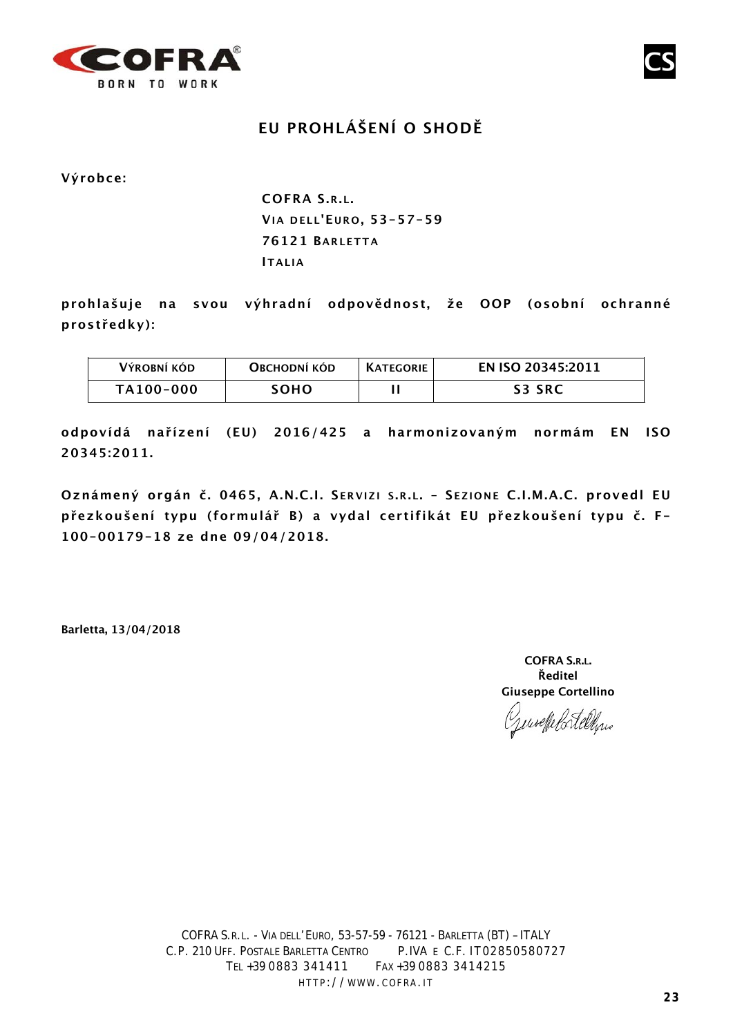CS

# EU PROHLÁŠENÍ O SHODĚ

**Výrobce:**

**COFRA S.R.L.**
**VIA DELL'EURO, 53-57-59**
**76121 BARLETTA**
**ITALIA**

**prohlašuje na svou výhradní odpovědnost, že OOP (osobní ochranné prostředky):**

| VÝROBNÍ KÓD | OBCHODNÍ KÓD | KATEGORIE | EN ISO 20345:2011 |
|---|---|---|---|
| TA100-000 | SOHO | II | S3 SRC |

**odpovídá nařízení (EU) 2016/425 a harmonizovaným normám EN ISO 20345:2011.**

**Oznámený orgán č. 0465, A.N.C.I. SERVIZI S.R.L. - SEZIONE C.I.M.A.C. provedl EU přezkoušení typu (formulář B) a vydal certifikát EU přezkoušení typu č. F-100-00179-18 ze dne 09/04/2018.**

**Barletta, 13/04/2018**

**COFRA S.R.L.**
**Ředitel**
**Giuseppe Cortellino**

COFRA S.R.L. - VIA DELL'EURO, 53-57-59 - 76121 - BARLETTA (BT) - ITALY
C.P. 210 UFF. POSTALE BARLETTA CENTRO P.IVA E C.F. IT02850580727
TEL +39 0883 341411 FAX +39 0883 3414215
HTTP://WWW.COFRA.IT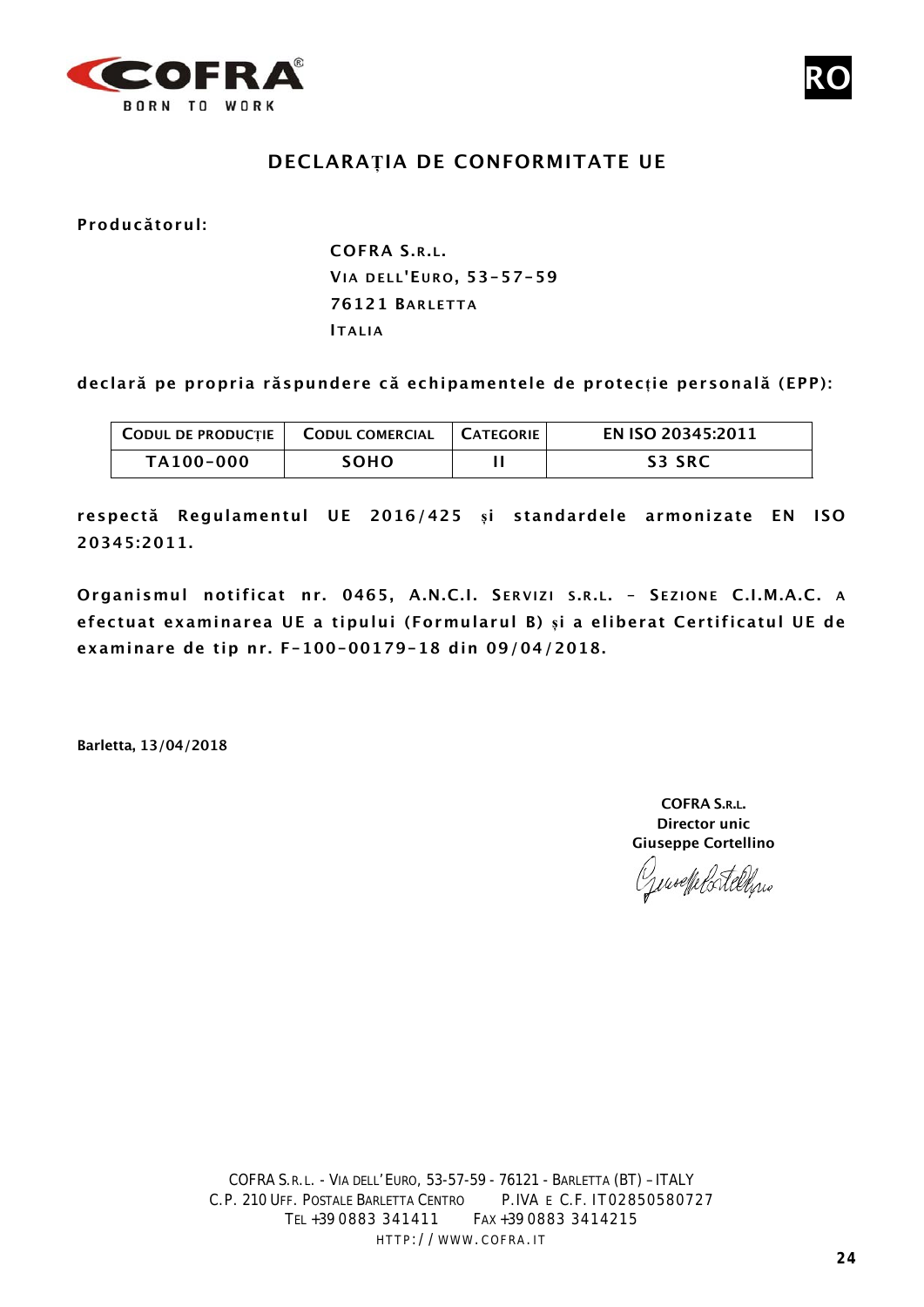RO

# DECLARAȚIA DE CONFORMITATE UE

**Producătorul:**

**COFRA S.R.L.**
**VIA DELL'EURO, 53-57-59**
**76121 BARLETTA**
**ITALIA**

**declară pe propria răspundere că echipamentele de protecție personală (EPP):**

| CODUL DE PRODUCȚIE | CODUL COMERCIAL | CATEGORIE | EN ISO 20345:2011 |
|---|---|---|---|
| TA100-000 | SOHO | II | S3 SRC |

**respectă Regulamentul UE 2016/425 și standardele armonizate EN ISO 20345:2011.**

**Organismul notificat nr. 0465, A.N.C.I. SERVIZI S.R.L. – SEZIONE C.I.M.A.C. a efectuat examinarea UE a tipului (Formularul B) și a eliberat Certificatul UE de examinare de tip nr. F-100-00179-18 din 09/04/2018.**

**Barletta, 13/04/2018**

**COFRA S.R.L.**
**Director unic**
**Giuseppe Cortellino**

COFRA S.R.L. - VIA DELL'EURO, 53-57-59 - 76121 - BARLETTA (BT) – ITALY
C.P. 210 UFF. POSTALE BARLETTA CENTRO P.IVA E C.F. IT02850580727
TEL +39 0883 341411 FAX +39 0883 3414215
HTTP://WWW.COFRA.IT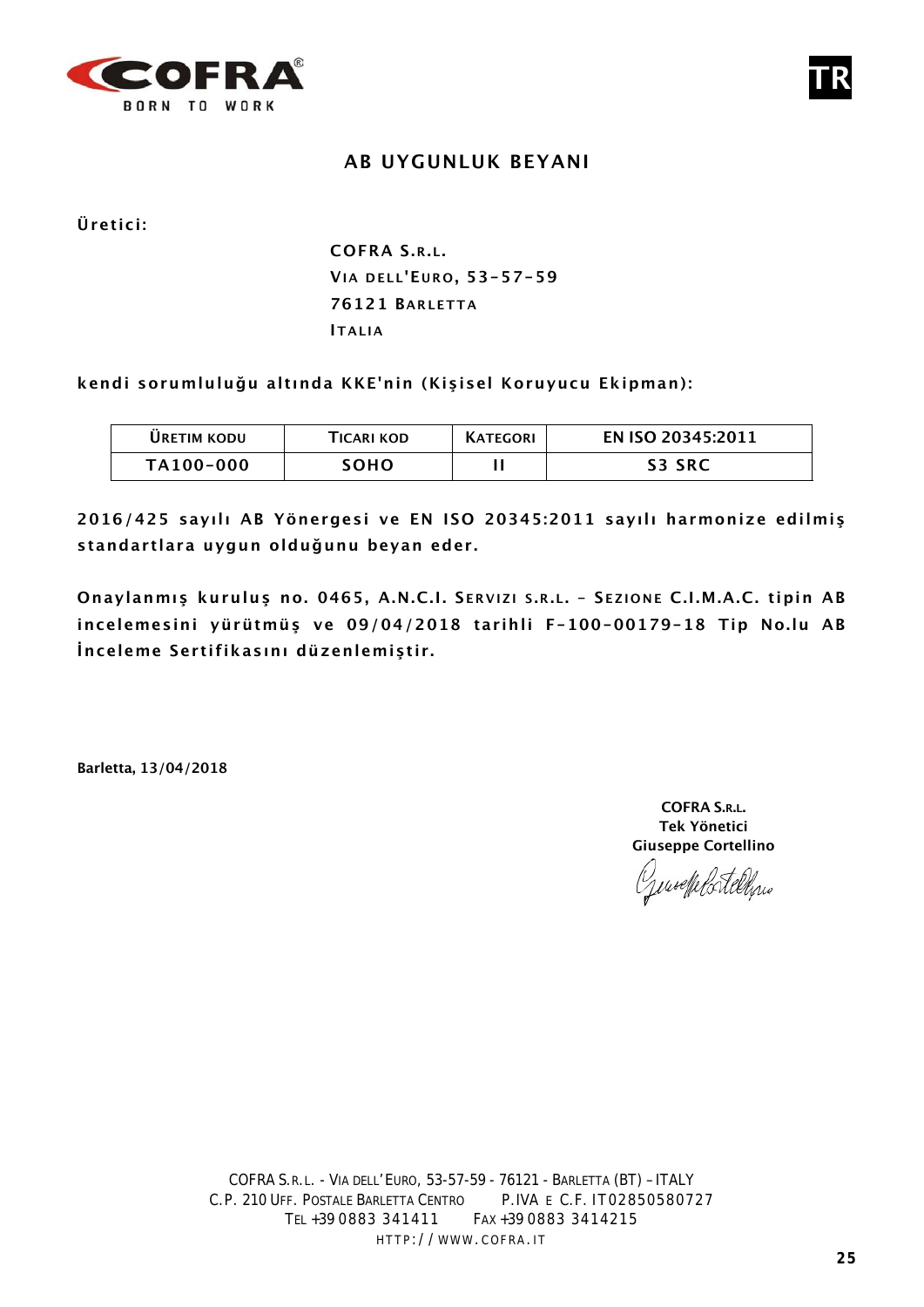TR

# AB UYGUNLUK BEYANI

**Üretici:**

**COFRA S.R.L.**
**VIA DELL'EURO, 53-57-59**
**76121 BARLETTA**
**ITALIA**

**kendi sorumluluğu altında KKE'nin (Kişisel Koruyucu Ekipman):**

| ÜRETIM KODU | TICARI KOD | KATEGORI | EN ISO 20345:2011 |
|---|---|---|---|
| TA100-000 | SOHO | II | S3 SRC |

**2016/425 sayılı AB Yönergesi ve EN ISO 20345:2011 sayılı harmonize edilmiş standartlara uygun olduğunu beyan eder.**

**Onaylanmış kuruluş no. 0465, A.N.C.I. SERVIZI S.R.L. - SEZIONE C.I.M.A.C. tipin AB incelemesini yürütmüş ve 09/04/2018 tarihli F-100-00179-18 Tip No.lu AB İnceleme Sertifikasını düzenlemiştir.**

**Barletta, 13/04/2018**

**COFRA S.R.L.**
**Tek Yönetici**
**Giuseppe Cortellino**

COFRA S.R.L. - VIA DELL'EURO, 53-57-59 - 76121 - BARLETTA (BT) – ITALY
C.P. 210 UFF. POSTALE BARLETTA CENTRO P.IVA E C.F. IT02850580727
TEL +39 0883 341411 FAX +39 0883 3414215
HTTP://WWW.COFRA.IT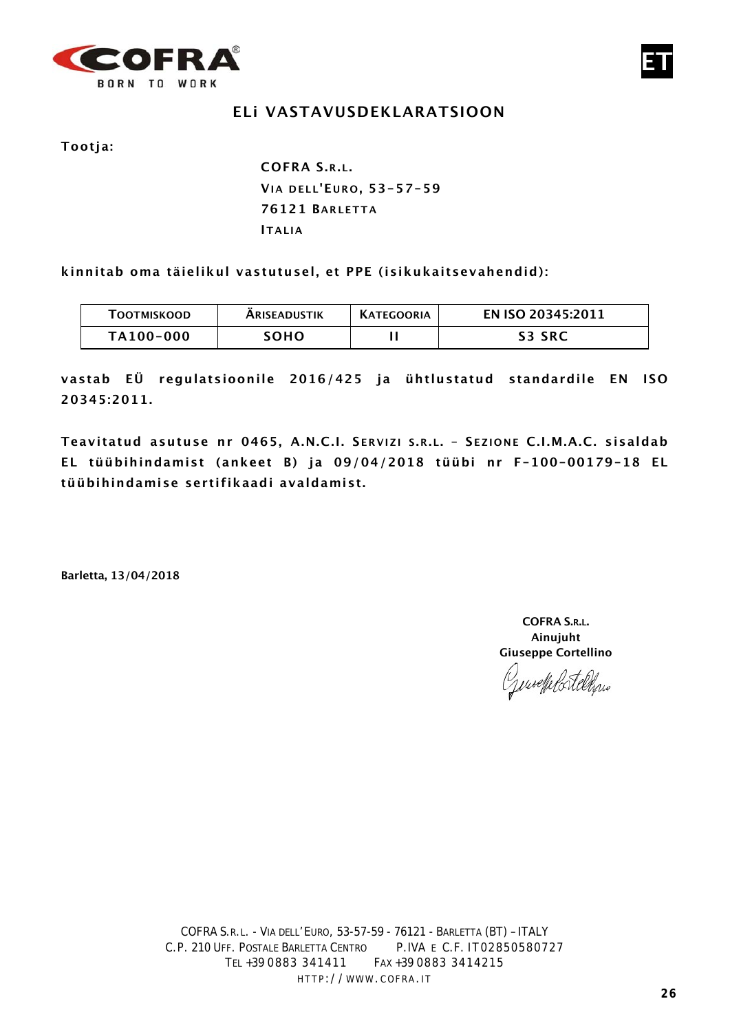# ELi VASTAVUSDEKLARATSIOON

**Tootja:**

**COFRA S.R.L.**
**VIA DELL'EURO, 53-57-59**
**76121 BARLETTA**
**ITALIA**

**kinnitab oma täielikul vastutusel, et PPE (isikukaitsevahendid):**

| TOOTMISKOOD | ÄRISEADUSTIK | KATEGOORIA | EN ISO 20345:2011 |
|---|---|---|---|
| TA100-000 | SOHO | II | S3 SRC |

**vastab EÜ regulatsioonile 2016/425 ja ühtlustatud standardile EN ISO 20345:2011.**

**Teavitatud asutuse nr 0465, A.N.C.I. SERVIZI S.R.L. - SEZIONE C.I.M.A.C. sisaldab EL tüübihindamist (ankeet B) ja 09/04/2018 tüübi nr F-100-00179-18 EL tüübihindamise sertifikaadi avaldamist.**

**Barletta, 13/04/2018**

**COFRA S.R.L.**
**Ainujuht**
**Giuseppe Cortellino**

COFRA S.R.L. - VIA DELL'EURO, 53-57-59 - 76121 - BARLETTA (BT) – ITALY
C.P. 210 UFF. POSTALE BARLETTA CENTRO P.IVA E C.F. IT02850580727
TEL +39 0883 341411 FAX +39 0883 3414215
HTTP://WWW.COFRA.IT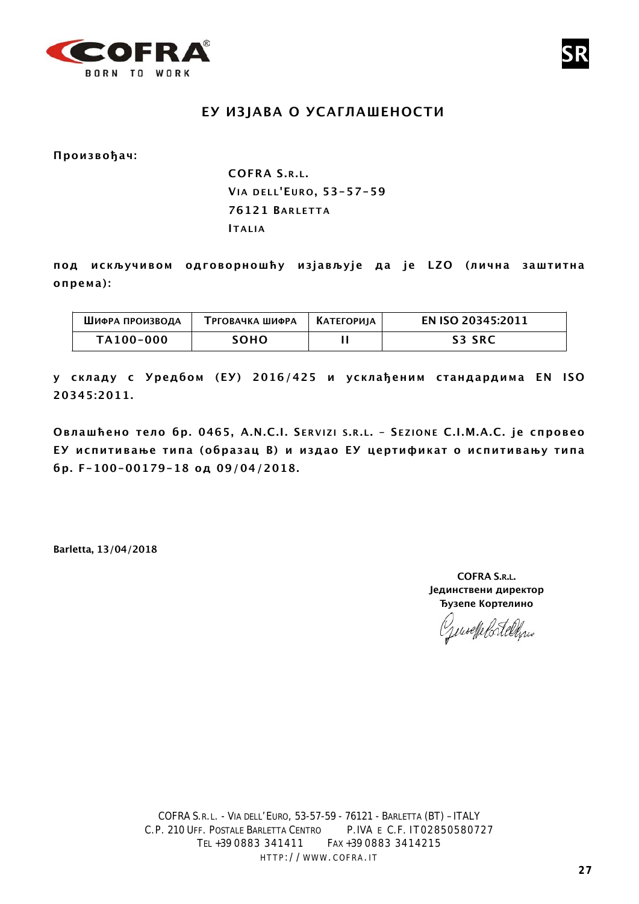COFRA BORN TO WORK

SR

# ЕУ ИЗЈАВА О УСАГЛАШЕНОСТИ

**Произвођач:**

**COFRA S.R.L.**
**VIA DELL'EURO, 53-57-59**
**76121 BARLETTA**
**ITALIA**

**под искључивом одговорношћу изјављује да је LZO (лична заштитна опрема):**

| Шифра производа | Трговачка шифра | Категорија | EN ISO 20345:2011 |
|---|---|---|---|
| TA100-000 | SOHO | II | S3 SRC |

**у складу с Уредбом (ЕУ) 2016/425 и усклађеним стандардима EN ISO 20345:2011.**

**Овлашћено тело бр. 0465, A.N.C.I. SERVIZI S.R.L. – SEZIONE C.I.M.A.C. је спровео ЕУ испитивање типа (образац B) и издао ЕУ цертификат о испитивању типа бр. F-100-00179-18 од 09/04/2018.**

**Barletta, 13/04/2018**

**COFRA S.R.L.**
**Јединствени директор**
**Ђузепе Кортелино**

COFRA S.R.L. - VIA DELL'EURO, 53-57-59 - 76121 - BARLETTA (BT) – ITALY
C.P. 210 UFF. POSTALE BARLETTA CENTRO P.IVA E C.F. IT02850580727
TEL +39 0883 341411 FAX +39 0883 3414215
HTTP://WWW.COFRA.IT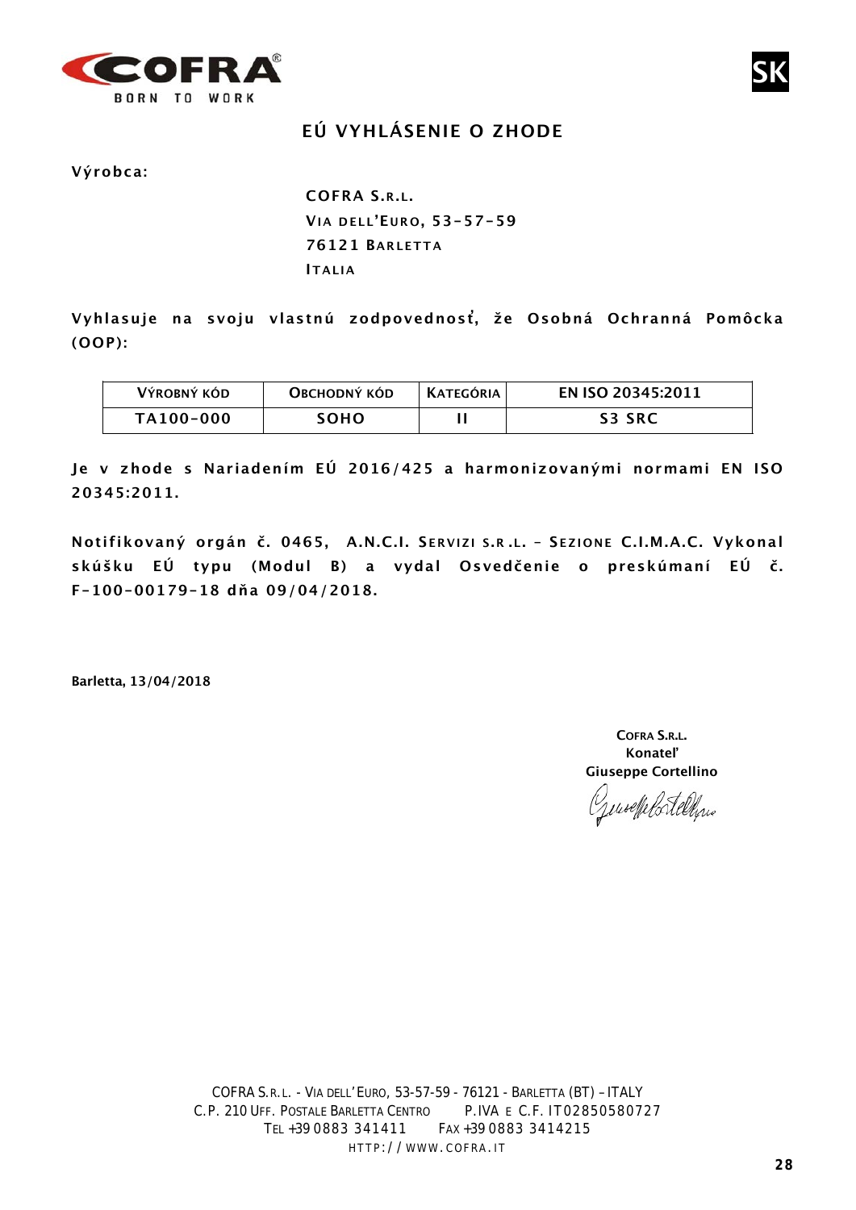SK

# EÚ VYHLÁSENIE O ZHODE

**Výrobca:**

**COFRA S.R.L.**
**VIA DELL'EURO, 53-57-59**
**76121 BARLETTA**
**ITALIA**

**Vyhlasuje na svoju vlastnú zodpovednosť, že Osobná Ochranná Pomôcka (OOP):**

| VÝROBNÝ KÓD | OBCHODNÝ KÓD | KATEGÓRIA | EN ISO 20345:2011 |
|---|---|---|---|
| TA100-000 | SOHO | II | S3 SRC |

**Je v zhode s Nariadením EÚ 2016/425 a harmonizovanými normami EN ISO 20345:2011.**

**Notifikovaný orgán č. 0465, A.N.C.I. SERVIZI S.R.L. – SEZIONE C.I.M.A.C. Vykonal skúšku EÚ typu (Modul B) a vydal Osvedčenie o preskúmaní EÚ č. F-100-00179-18 dňa 09/04/2018.**

**Barletta, 13/04/2018**

**COFRA S.R.L.**
**Konateľ**
**Giuseppe Cortellino**

COFRA S.R.L. - VIA DELL'EURO, 53-57-59 - 76121 - BARLETTA (BT) – ITALY
C.P. 210 UFF. POSTALE BARLETTA CENTRO P.IVA E C.F. IT02850580727
TEL +39 0883 341411 FAX +39 0883 3414215
HTTP://WWW.COFRA.IT